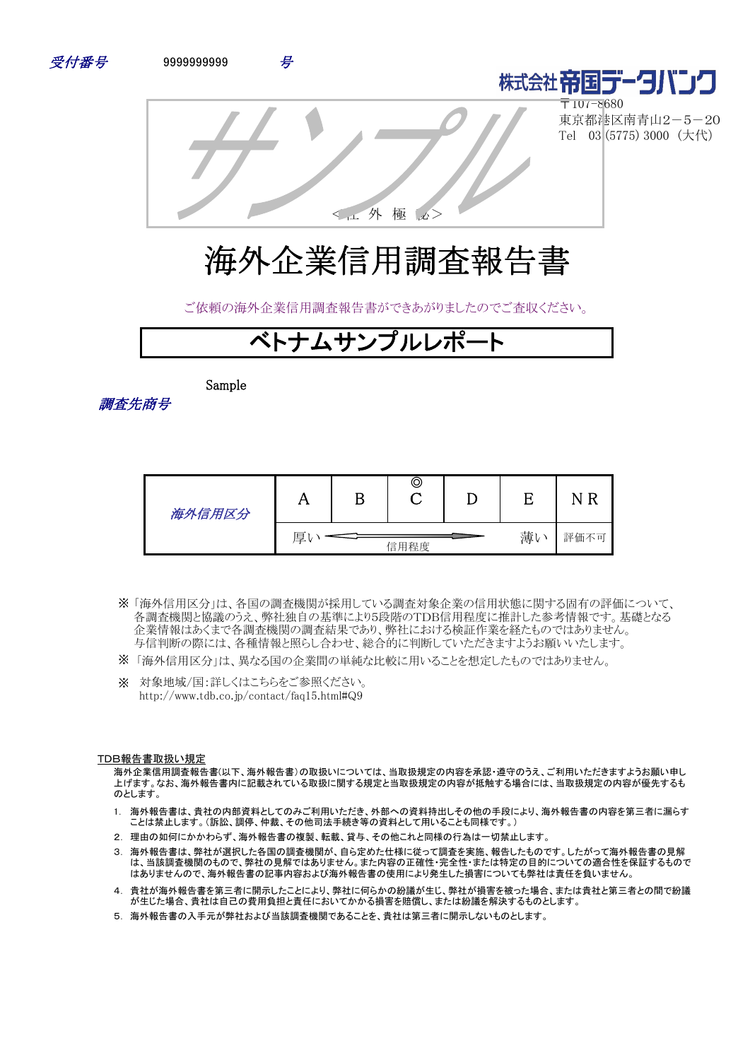*受付番号*　　9999999999　　*号*

株式会社帝国データバンク
〒107-8680
東京都港区南青山2－5－20
Tel　03 (5775) 3000（大代）

サンプル

＜社 外 極 秘＞

# 海外企業信用調査報告書

ご依頼の海外企業信用調査報告書ができあがりましたのでご査収ください。

## ベトナムサンプルレポート

Sample

*調査先商号*

| *海外信用区分* | A | B | ◎<br>C | D | E | NR |
|---|---|---|---|---|---|---|
| | 厚い ← 信用程度 → 薄い | | | | | 評価不可 |

※「海外信用区分」は、各国の調査機関が採用している調査対象企業の信用状態に関する固有の評価について、各調査機関と協議のうえ、弊社独自の基準により5段階のTDB信用程度に推計した参考情報です。基礎となる企業情報はあくまで各調査機関の調査結果であり、弊社における検証作業を経たものではありません。与信判断の際には、各種情報と照らし合わせ、総合的に判断していただきますようお願いいたします。

※「海外信用区分」は、異なる国の企業間の単純な比較に用いることを想定したものではありません。

※　対象地域/国：詳しくはこちらをご参照ください。
http://www.tdb.co.jp/contact/faq15.html#Q9

TDB報告書取扱い規定

海外企業信用調査報告書(以下、海外報告書)の取扱いについては、当取扱規定の内容を承認･遵守のうえ、ご利用いただきますようお願い申し上げます。なお、海外報告書内に記載されている取扱に関する規定と当取扱規定の内容が抵触する場合には、当取扱規定の内容が優先するものとします。

1. 海外報告書は、貴社の内部資料としてのみご利用いただき、外部への資料持出しその他の手段により、海外報告書の内容を第三者に漏らすことは禁止します。（訴訟、調停、仲裁、その他司法手続き等の資料として用いることも同様です。）
2. 理由の如何にかかわらず、海外報告書の複製、転載、貸与、その他これと同様の行為は一切禁止します。
3. 海外報告書は、弊社が選択した各国の調査機関が、自ら定めた仕様に従って調査を実施、報告したものです。したがって海外報告書の見解は、当該調査機関のもので、弊社の見解ではありません。また内容の正確性･完全性･または特定の目的についての適合性を保証するものではありませんので、海外報告書の記事内容および海外報告書の使用により発生した損害についても弊社は責任を負いません。
4. 貴社が海外報告書を第三者に開示したことにより、弊社に何らかの紛議が生じ、弊社が損害を被った場合、または貴社と第三者との間で紛議が生じた場合、貴社は自己の費用負担と責任においてかかる損害を賠償し、または紛議を解決するものとします。
5. 海外報告書の入手元が弊社および当該調査機関であることを、貴社は第三者に開示しないものとします。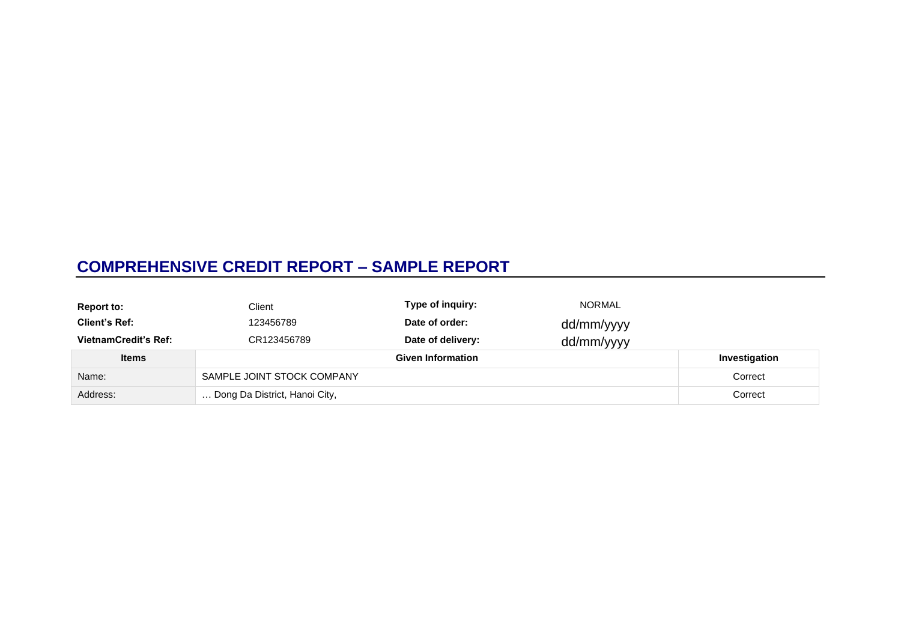# COMPREHENSIVE CREDIT REPORT – SAMPLE REPORT

| | | | |
|---|---|---|---|
| **Report to:** | Client | **Type of inquiry:** | NORMAL |
| **Client's Ref:** | 123456789 | **Date of order:** | dd/mm/yyyy |
| **VietnamCredit's Ref:** | CR123456789 | **Date of delivery:** | dd/mm/yyyy |

| Items | Given Information | Investigation |
|---|---|---|
| Name: | SAMPLE JOINT STOCK COMPANY | Correct |
| Address: | … Dong Da District, Hanoi City, | Correct |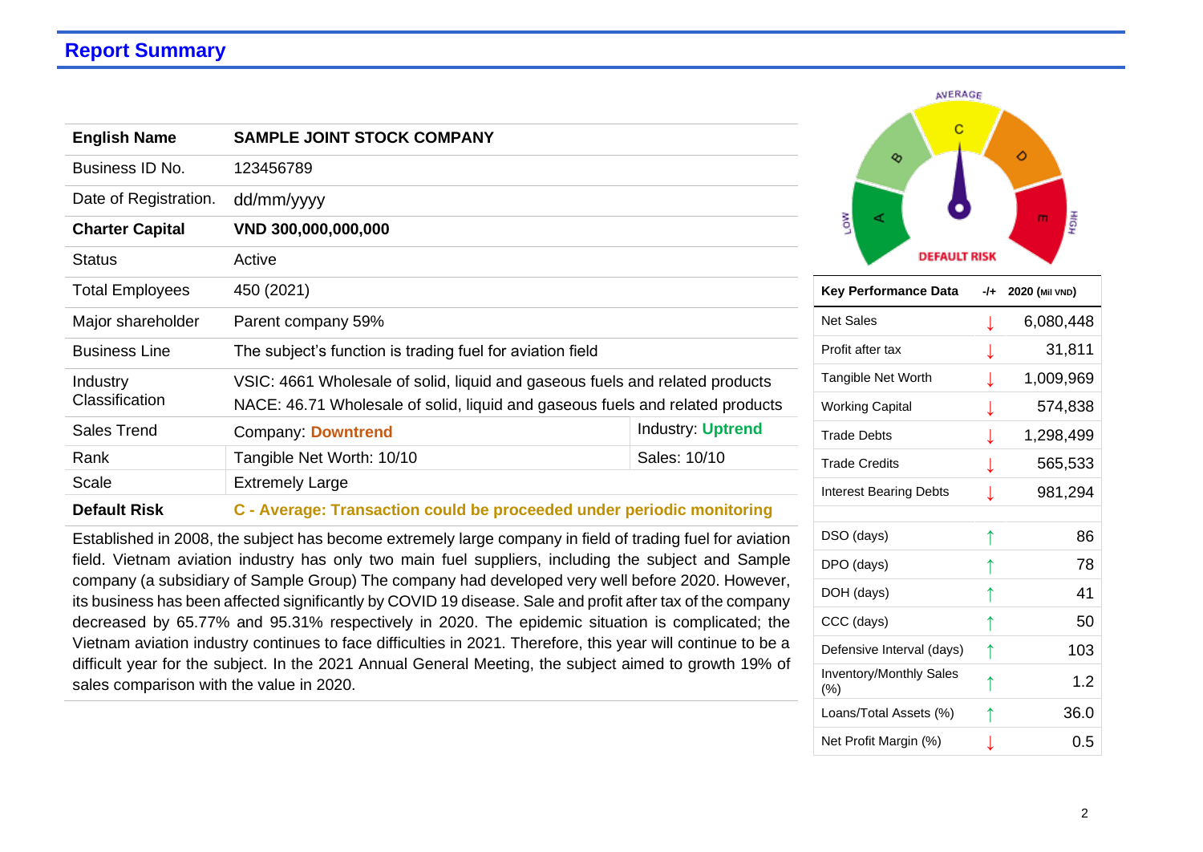## Report Summary

| **English Name** | **SAMPLE JOINT STOCK COMPANY** | |
|---|---|---|
| Business ID No. | 123456789 | |
| Date of Registration. | dd/mm/yyyy | |
| **Charter Capital** | **VND 300,000,000,000** | |
| Status | Active | |
| Total Employees | 450 (2021) | |
| Major shareholder | Parent company 59% | |
| Business Line | The subject's function is trading fuel for aviation field | |
| Industry Classification | VSIC: 4661 Wholesale of solid, liquid and gaseous fuels and related products<br>NACE: 46.71 Wholesale of solid, liquid and gaseous fuels and related products | |
| Sales Trend | Company: **Downtrend** | Industry: **Uptrend** |
| Rank | Tangible Net Worth: 10/10 | Sales: 10/10 |
| Scale | Extremely Large | |
| **Default Risk** | **C - Average: Transaction could be proceeded under periodic monitoring** | |

Established in 2008, the subject has become extremely large company in field of trading fuel for aviation field. Vietnam aviation industry has only two main fuel suppliers, including the subject and Sample company (a subsidiary of Sample Group) The company had developed very well before 2020. However, its business has been affected significantly by COVID 19 disease. Sale and profit after tax of the company decreased by 65.77% and 95.31% respectively in 2020. The epidemic situation is complicated; the Vietnam aviation industry continues to face difficulties in 2021. Therefore, this year will continue to be a difficult year for the subject. In the 2021 Annual General Meeting, the subject aimed to growth 19% of sales comparison with the value in 2020.

AVERAGE — A, B, C, D, E — LOW / HIGH — DEFAULT RISK

| **Key Performance Data** | **-/+** | **2020 (Mil VND)** |
|---|---|---|
| Net Sales | ↓ | 6,080,448 |
| Profit after tax | ↓ | 31,811 |
| Tangible Net Worth | ↓ | 1,009,969 |
| Working Capital | ↓ | 574,838 |
| Trade Debts | ↓ | 1,298,499 |
| Trade Credits | ↓ | 565,533 |
| Interest Bearing Debts | ↓ | 981,294 |
| | | |
| DSO (days) | ↑ | 86 |
| DPO (days) | ↑ | 78 |
| DOH (days) | ↑ | 41 |
| CCC (days) | ↑ | 50 |
| Defensive Interval (days) | ↑ | 103 |
| Inventory/Monthly Sales (%) | ↑ | 1.2 |
| Loans/Total Assets (%) | ↑ | 36.0 |
| Net Profit Margin (%) | ↓ | 0.5 |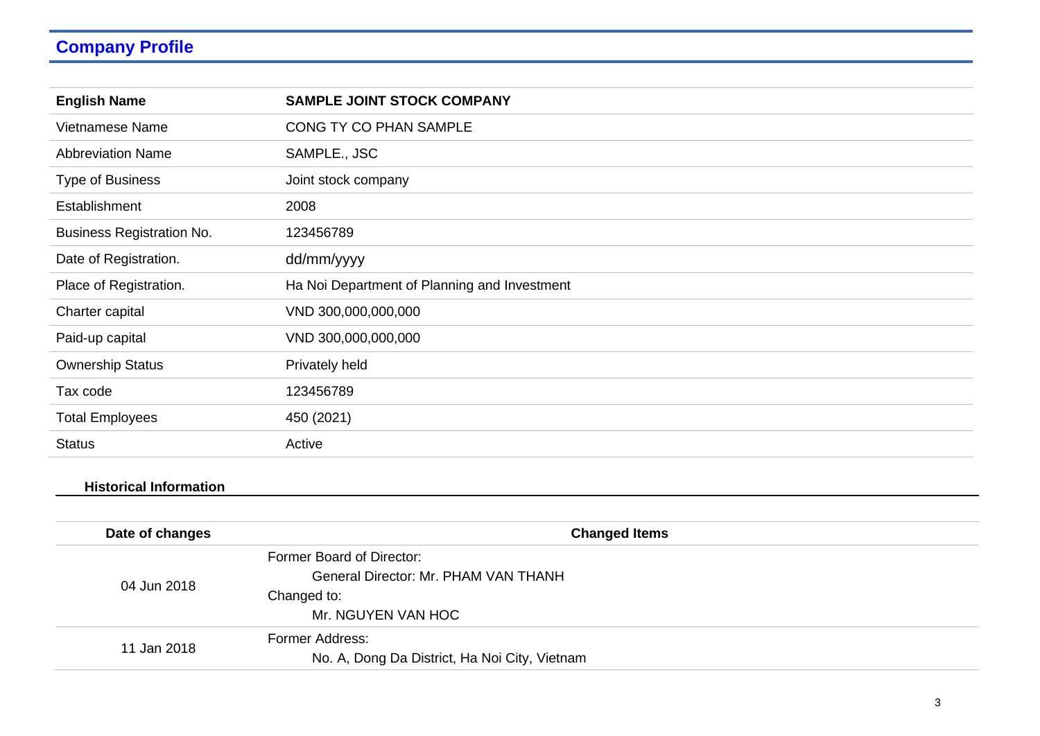## Company Profile

| **English Name** | **SAMPLE JOINT STOCK COMPANY** |
|---|---|
| Vietnamese Name | CONG TY CO PHAN SAMPLE |
| Abbreviation Name | SAMPLE., JSC |
| Type of Business | Joint stock company |
| Establishment | 2008 |
| Business Registration No. | 123456789 |
| Date of Registration. | dd/mm/yyyy |
| Place of Registration. | Ha Noi Department of Planning and Investment |
| Charter capital | VND 300,000,000,000 |
| Paid-up capital | VND 300,000,000,000 |
| Ownership Status | Privately held |
| Tax code | 123456789 |
| Total Employees | 450 (2021) |
| Status | Active |

### Historical Information

| Date of changes | Changed Items |
|---|---|
| 04 Jun 2018 | Former Board of Director:<br>General Director: Mr. PHAM VAN THANH<br>Changed to:<br>Mr. NGUYEN VAN HOC |
| 11 Jan 2018 | Former Address:<br>No. A, Dong Da District, Ha Noi City, Vietnam |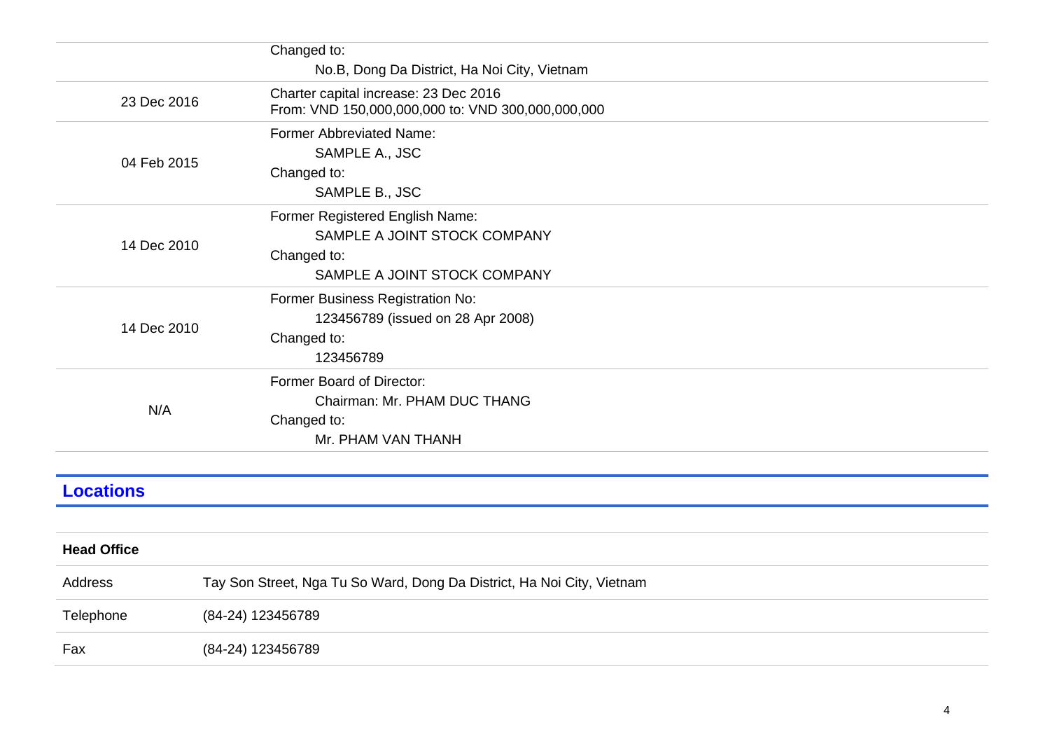| | |
|---|---|
| | Changed to:<br>No.B, Dong Da District, Ha Noi City, Vietnam |
| 23 Dec 2016 | Charter capital increase: 23 Dec 2016<br>From: VND 150,000,000,000 to: VND 300,000,000,000 |
| 04 Feb 2015 | Former Abbreviated Name:<br>SAMPLE A., JSC<br>Changed to:<br>SAMPLE B., JSC |
| 14 Dec 2010 | Former Registered English Name:<br>SAMPLE A JOINT STOCK COMPANY<br>Changed to:<br>SAMPLE A JOINT STOCK COMPANY |
| 14 Dec 2010 | Former Business Registration No:<br>123456789 (issued on 28 Apr 2008)<br>Changed to:<br>123456789 |
| N/A | Former Board of Director:<br>Chairman: Mr. PHAM DUC THANG<br>Changed to:<br>Mr. PHAM VAN THANH |

## Locations

| **Head Office** | |
|---|---|
| Address | Tay Son Street, Nga Tu So Ward, Dong Da District, Ha Noi City, Vietnam |
| Telephone | (84-24) 123456789 |
| Fax | (84-24) 123456789 |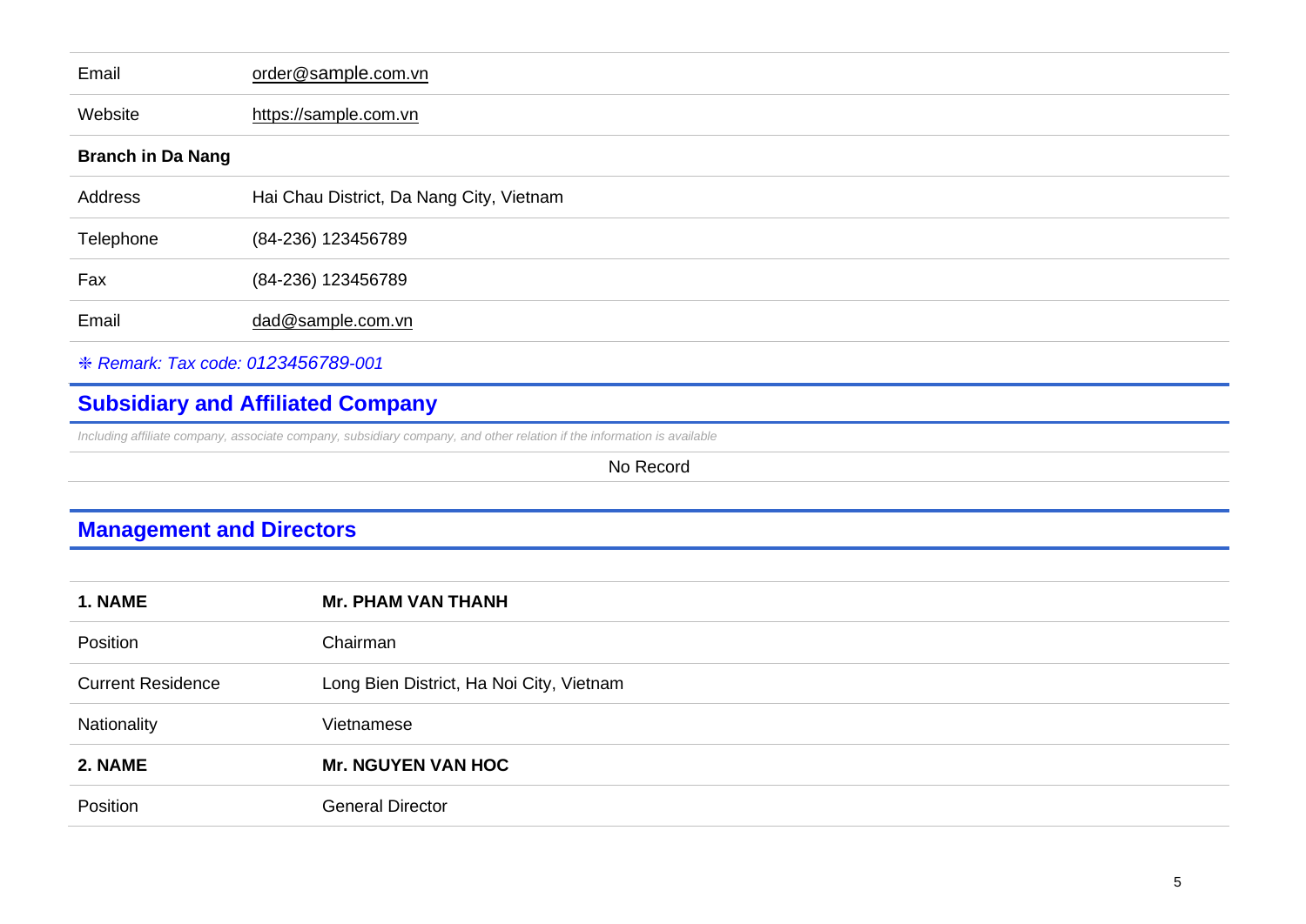| | |
|---|---|
| Email | order@sample.com.vn |
| Website | https://sample.com.vn |
| **Branch in Da Nang** | |
| Address | Hai Chau District, Da Nang City, Vietnam |
| Telephone | (84-236) 123456789 |
| Fax | (84-236) 123456789 |
| Email | dad@sample.com.vn |

*❈ Remark: Tax code: 0123456789-001*

## Subsidiary and Affiliated Company

*Including affiliate company, associate company, subsidiary company, and other relation if the information is available*

No Record

## Management and Directors

| | |
|---|---|
| **1. NAME** | **Mr. PHAM VAN THANH** |
| Position | Chairman |
| Current Residence | Long Bien District, Ha Noi City, Vietnam |
| Nationality | Vietnamese |
| **2. NAME** | **Mr. NGUYEN VAN HOC** |
| Position | General Director |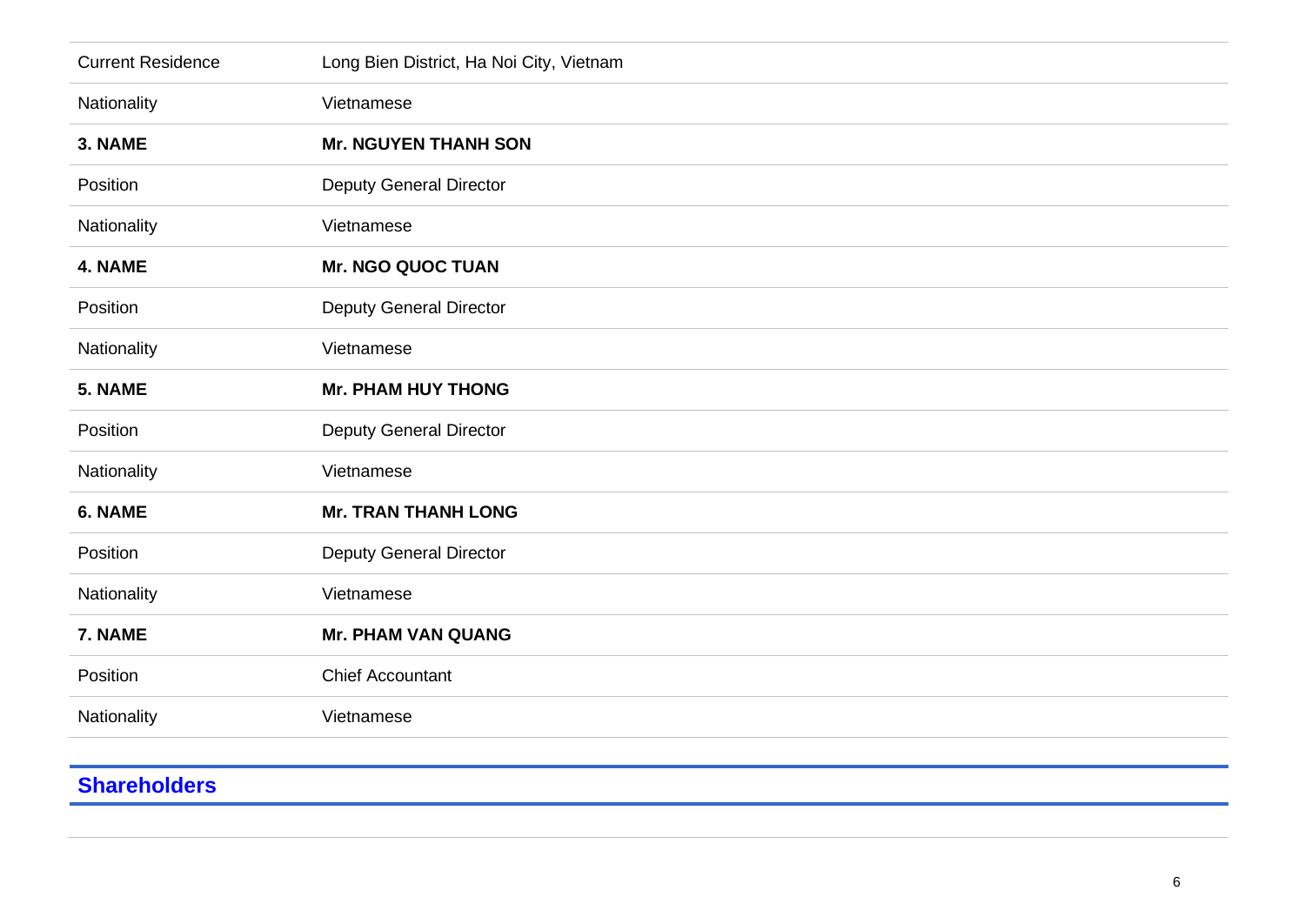| | |
|---|---|
| Current Residence | Long Bien District, Ha Noi City, Vietnam |
| Nationality | Vietnamese |
| **3. NAME** | **Mr. NGUYEN THANH SON** |
| Position | Deputy General Director |
| Nationality | Vietnamese |
| **4. NAME** | **Mr. NGO QUOC TUAN** |
| Position | Deputy General Director |
| Nationality | Vietnamese |
| **5. NAME** | **Mr. PHAM HUY THONG** |
| Position | Deputy General Director |
| Nationality | Vietnamese |
| **6. NAME** | **Mr. TRAN THANH LONG** |
| Position | Deputy General Director |
| Nationality | Vietnamese |
| **7. NAME** | **Mr. PHAM VAN QUANG** |
| Position | Chief Accountant |
| Nationality | Vietnamese |

## Shareholders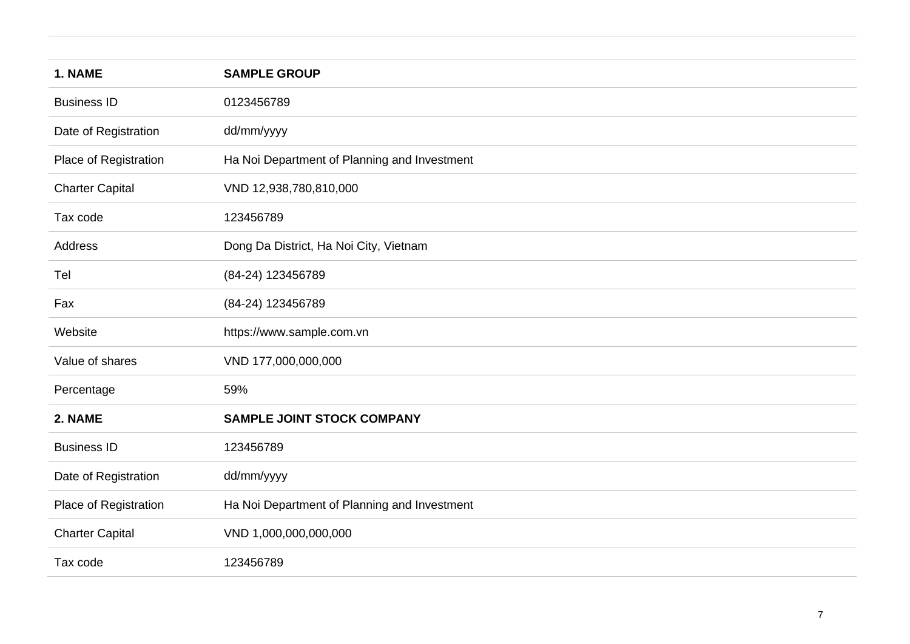| | |
|---|---|
| **1. NAME** | **SAMPLE GROUP** |
| Business ID | 0123456789 |
| Date of Registration | dd/mm/yyyy |
| Place of Registration | Ha Noi Department of Planning and Investment |
| Charter Capital | VND 12,938,780,810,000 |
| Tax code | 123456789 |
| Address | Dong Da District, Ha Noi City, Vietnam |
| Tel | (84-24) 123456789 |
| Fax | (84-24) 123456789 |
| Website | https://www.sample.com.vn |
| Value of shares | VND 177,000,000,000 |
| Percentage | 59% |
| **2. NAME** | **SAMPLE JOINT STOCK COMPANY** |
| Business ID | 123456789 |
| Date of Registration | dd/mm/yyyy |
| Place of Registration | Ha Noi Department of Planning and Investment |
| Charter Capital | VND 1,000,000,000,000 |
| Tax code | 123456789 |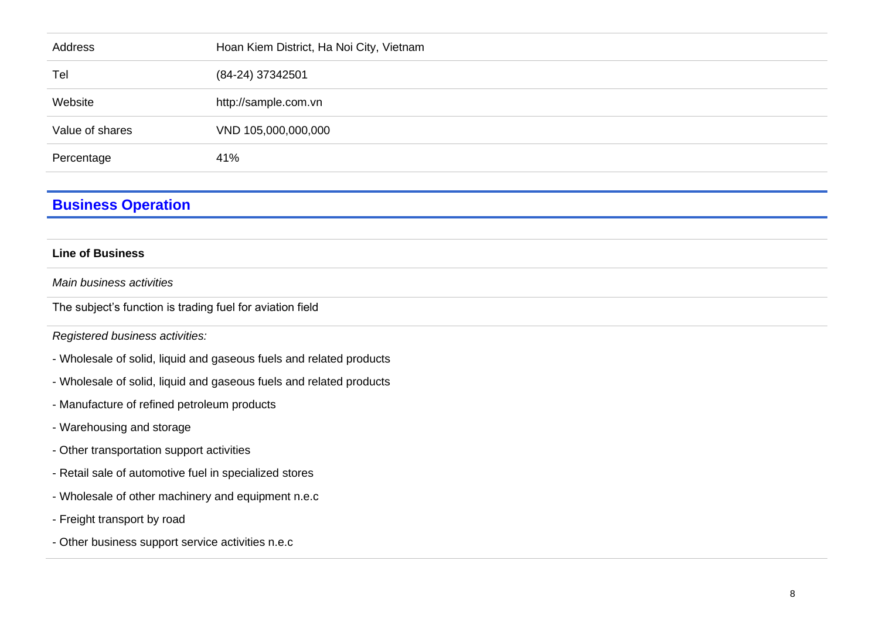| | |
|---|---|
| Address | Hoan Kiem District, Ha Noi City, Vietnam |
| Tel | (84-24) 37342501 |
| Website | http://sample.com.vn |
| Value of shares | VND 105,000,000,000 |
| Percentage | 41% |

## Business Operation

**Line of Business**

*Main business activities*

The subject's function is trading fuel for aviation field

*Registered business activities:*

- Wholesale of solid, liquid and gaseous fuels and related products
- Wholesale of solid, liquid and gaseous fuels and related products
- Manufacture of refined petroleum products
- Warehousing and storage
- Other transportation support activities
- Retail sale of automotive fuel in specialized stores
- Wholesale of other machinery and equipment n.e.c
- Freight transport by road
- Other business support service activities n.e.c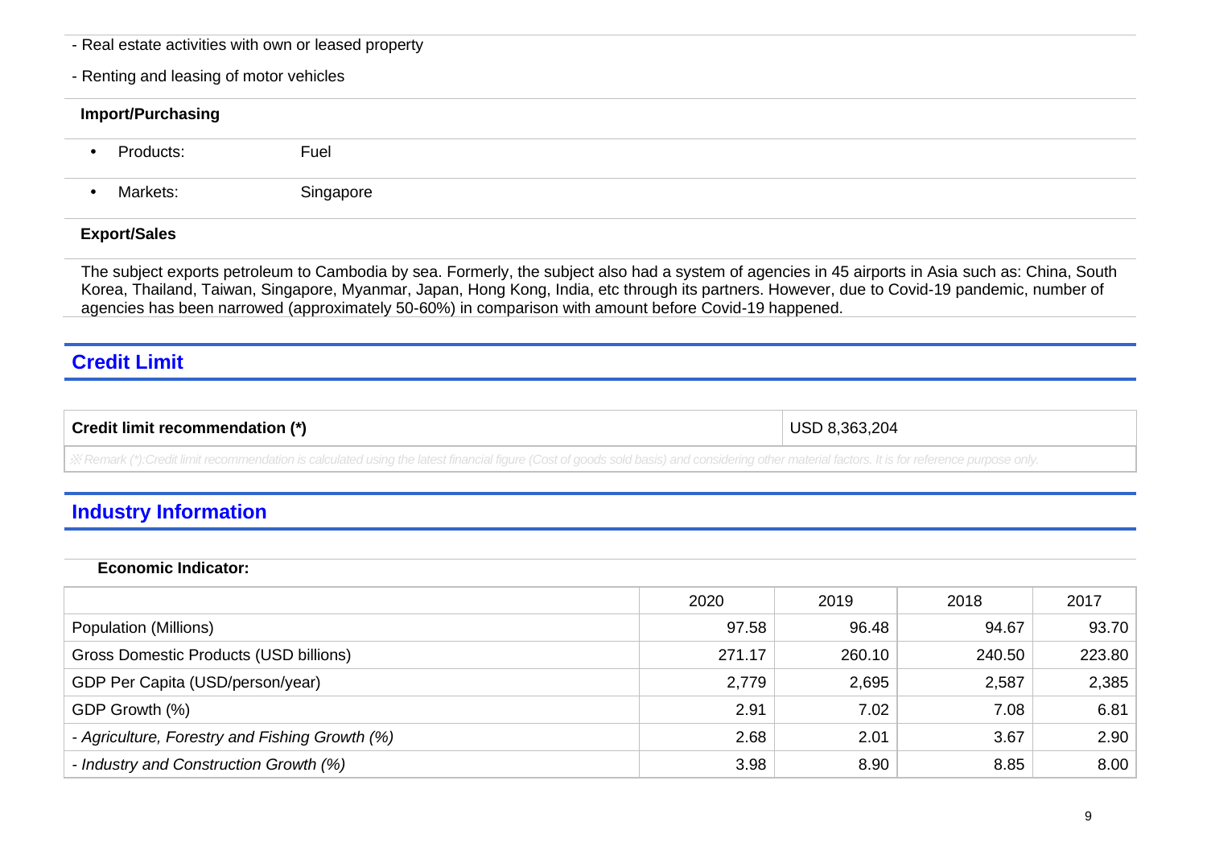- Real estate activities with own or leased property

- Renting and leasing of motor vehicles

**Import/Purchasing**

- Products: Fuel
- Markets: Singapore

**Export/Sales**

The subject exports petroleum to Cambodia by sea. Formerly, the subject also had a system of agencies in 45 airports in Asia such as: China, South Korea, Thailand, Taiwan, Singapore, Myanmar, Japan, Hong Kong, India, etc through its partners. However, due to Covid-19 pandemic, number of agencies has been narrowed (approximately 50-60%) in comparison with amount before Covid-19 happened.

## Credit Limit

| **Credit limit recommendation (*)** | USD 8,363,204 |
|---|---|

*※ Remark (*):Credit limit recommendation is calculated using the latest financial figure (Cost of goods sold basis) and considering other material factors. It is for reference purpose only.*

## Industry Information

**Economic Indicator:**

| | 2020 | 2019 | 2018 | 2017 |
|---|---|---|---|---|
| Population (Millions) | 97.58 | 96.48 | 94.67 | 93.70 |
| Gross Domestic Products (USD billions) | 271.17 | 260.10 | 240.50 | 223.80 |
| GDP Per Capita (USD/person/year) | 2,779 | 2,695 | 2,587 | 2,385 |
| GDP Growth (%) | 2.91 | 7.02 | 7.08 | 6.81 |
| *- Agriculture, Forestry and Fishing Growth (%)* | 2.68 | 2.01 | 3.67 | 2.90 |
| *- Industry and Construction Growth (%)* | 3.98 | 8.90 | 8.85 | 8.00 |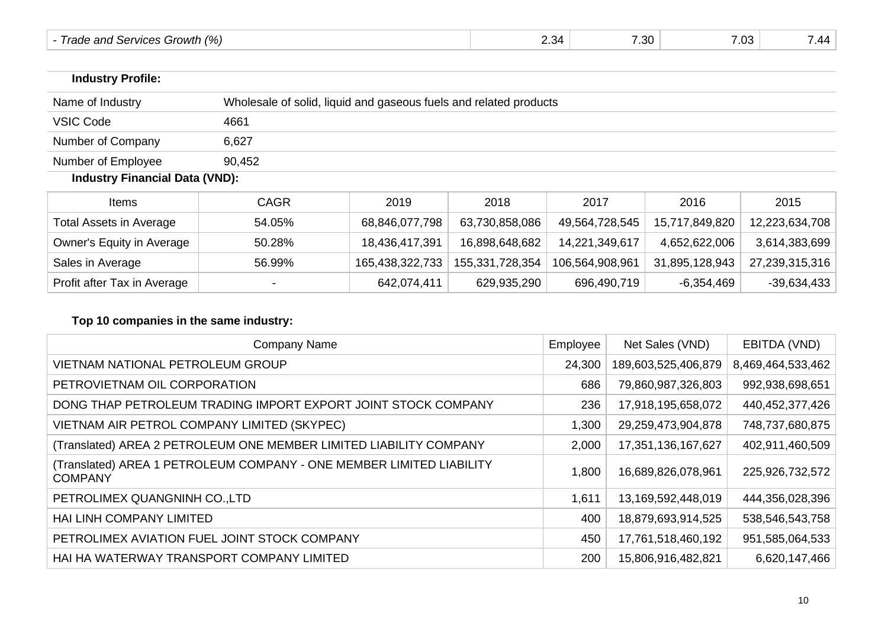| - *Trade and Services Growth (%)* | 2.34 | 7.30 | 7.03 | 7.44 |
|---|---|---|---|---|

**Industry Profile:**

| | |
|---|---|
| Name of Industry | Wholesale of solid, liquid and gaseous fuels and related products |
| VSIC Code | 4661 |
| Number of Company | 6,627 |
| Number of Employee | 90,452 |

**Industry Financial Data (VND):**

| Items | CAGR | 2019 | 2018 | 2017 | 2016 | 2015 |
|---|---|---|---|---|---|---|
| Total Assets in Average | 54.05% | 68,846,077,798 | 63,730,858,086 | 49,564,728,545 | 15,717,849,820 | 12,223,634,708 |
| Owner's Equity in Average | 50.28% | 18,436,417,391 | 16,898,648,682 | 14,221,349,617 | 4,652,622,006 | 3,614,383,699 |
| Sales in Average | 56.99% | 165,438,322,733 | 155,331,728,354 | 106,564,908,961 | 31,895,128,943 | 27,239,315,316 |
| Profit after Tax in Average | - | 642,074,411 | 629,935,290 | 696,490,719 | -6,354,469 | -39,634,433 |

**Top 10 companies in the same industry:**

| Company Name | Employee | Net Sales (VND) | EBITDA (VND) |
|---|---|---|---|
| VIETNAM NATIONAL PETROLEUM GROUP | 24,300 | 189,603,525,406,879 | 8,469,464,533,462 |
| PETROVIETNAM OIL CORPORATION | 686 | 79,860,987,326,803 | 992,938,698,651 |
| DONG THAP PETROLEUM TRADING IMPORT EXPORT JOINT STOCK COMPANY | 236 | 17,918,195,658,072 | 440,452,377,426 |
| VIETNAM AIR PETROL COMPANY LIMITED (SKYPEC) | 1,300 | 29,259,473,904,878 | 748,737,680,875 |
| (Translated) AREA 2 PETROLEUM ONE MEMBER LIMITED LIABILITY COMPANY | 2,000 | 17,351,136,167,627 | 402,911,460,509 |
| (Translated) AREA 1 PETROLEUM COMPANY - ONE MEMBER LIMITED LIABILITY COMPANY | 1,800 | 16,689,826,078,961 | 225,926,732,572 |
| PETROLIMEX QUANGNINH CO.,LTD | 1,611 | 13,169,592,448,019 | 444,356,028,396 |
| HAI LINH COMPANY LIMITED | 400 | 18,879,693,914,525 | 538,546,543,758 |
| PETROLIMEX AVIATION FUEL JOINT STOCK COMPANY | 450 | 17,761,518,460,192 | 951,585,064,533 |
| HAI HA WATERWAY TRANSPORT COMPANY LIMITED | 200 | 15,806,916,482,821 | 6,620,147,466 |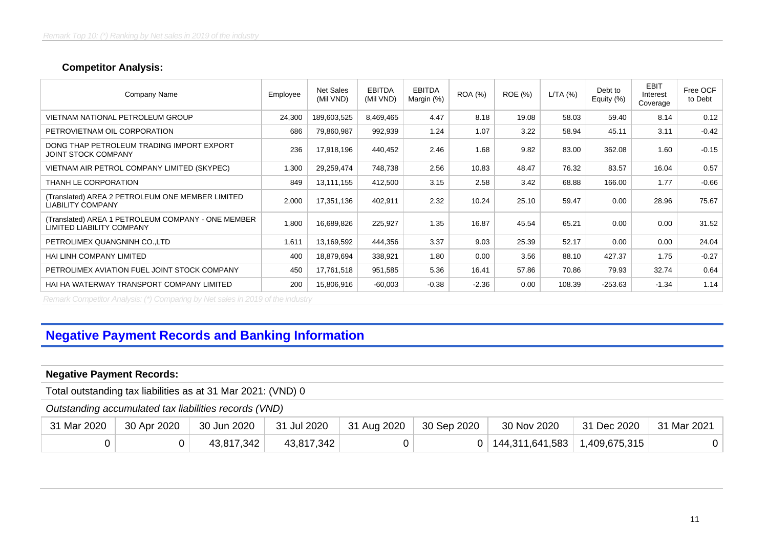*Remark Top 10: (\*) Ranking by Net sales in 2019 of the industry*

### Competitor Analysis:

| Company Name | Employee | Net Sales (Mil VND) | EBITDA (Mil VND) | EBITDA Margin (%) | ROA (%) | ROE (%) | L/TA (%) | Debt to Equity (%) | EBIT Interest Coverage | Free OCF to Debt |
|---|---|---|---|---|---|---|---|---|---|---|
| VIETNAM NATIONAL PETROLEUM GROUP | 24,300 | 189,603,525 | 8,469,465 | 4.47 | 8.18 | 19.08 | 58.03 | 59.40 | 8.14 | 0.12 |
| PETROVIETNAM OIL CORPORATION | 686 | 79,860,987 | 992,939 | 1.24 | 1.07 | 3.22 | 58.94 | 45.11 | 3.11 | -0.42 |
| DONG THAP PETROLEUM TRADING IMPORT EXPORT JOINT STOCK COMPANY | 236 | 17,918,196 | 440,452 | 2.46 | 1.68 | 9.82 | 83.00 | 362.08 | 1.60 | -0.15 |
| VIETNAM AIR PETROL COMPANY LIMITED (SKYPEC) | 1,300 | 29,259,474 | 748,738 | 2.56 | 10.83 | 48.47 | 76.32 | 83.57 | 16.04 | 0.57 |
| THANH LE CORPORATION | 849 | 13,111,155 | 412,500 | 3.15 | 2.58 | 3.42 | 68.88 | 166.00 | 1.77 | -0.66 |
| (Translated) AREA 2 PETROLEUM ONE MEMBER LIMITED LIABILITY COMPANY | 2,000 | 17,351,136 | 402,911 | 2.32 | 10.24 | 25.10 | 59.47 | 0.00 | 28.96 | 75.67 |
| (Translated) AREA 1 PETROLEUM COMPANY - ONE MEMBER LIMITED LIABILITY COMPANY | 1,800 | 16,689,826 | 225,927 | 1.35 | 16.87 | 45.54 | 65.21 | 0.00 | 0.00 | 31.52 |
| PETROLIMEX QUANGNINH CO.,LTD | 1,611 | 13,169,592 | 444,356 | 3.37 | 9.03 | 25.39 | 52.17 | 0.00 | 0.00 | 24.04 |
| HAI LINH COMPANY LIMITED | 400 | 18,879,694 | 338,921 | 1.80 | 0.00 | 3.56 | 88.10 | 427.37 | 1.75 | -0.27 |
| PETROLIMEX AVIATION FUEL JOINT STOCK COMPANY | 450 | 17,761,518 | 951,585 | 5.36 | 16.41 | 57.86 | 70.86 | 79.93 | 32.74 | 0.64 |
| HAI HA WATERWAY TRANSPORT COMPANY LIMITED | 200 | 15,806,916 | -60,003 | -0.38 | -2.36 | 0.00 | 108.39 | -253.63 | -1.34 | 1.14 |

*Remark Competitor Analysis: (\*) Comparing by Net sales in 2019 of the industry*

## Negative Payment Records and Banking Information

### Negative Payment Records:

Total outstanding tax liabilities as at 31 Mar 2021: (VND) 0

*Outstanding accumulated tax liabilities records (VND)*

| 31 Mar 2020 | 30 Apr 2020 | 30 Jun 2020 | 31 Jul 2020 | 31 Aug 2020 | 30 Sep 2020 | 30 Nov 2020 | 31 Dec 2020 | 31 Mar 2021 |
|---|---|---|---|---|---|---|---|---|
| 0 | 0 | 43,817,342 | 43,817,342 | 0 | 0 | 144,311,641,583 | 1,409,675,315 | 0 |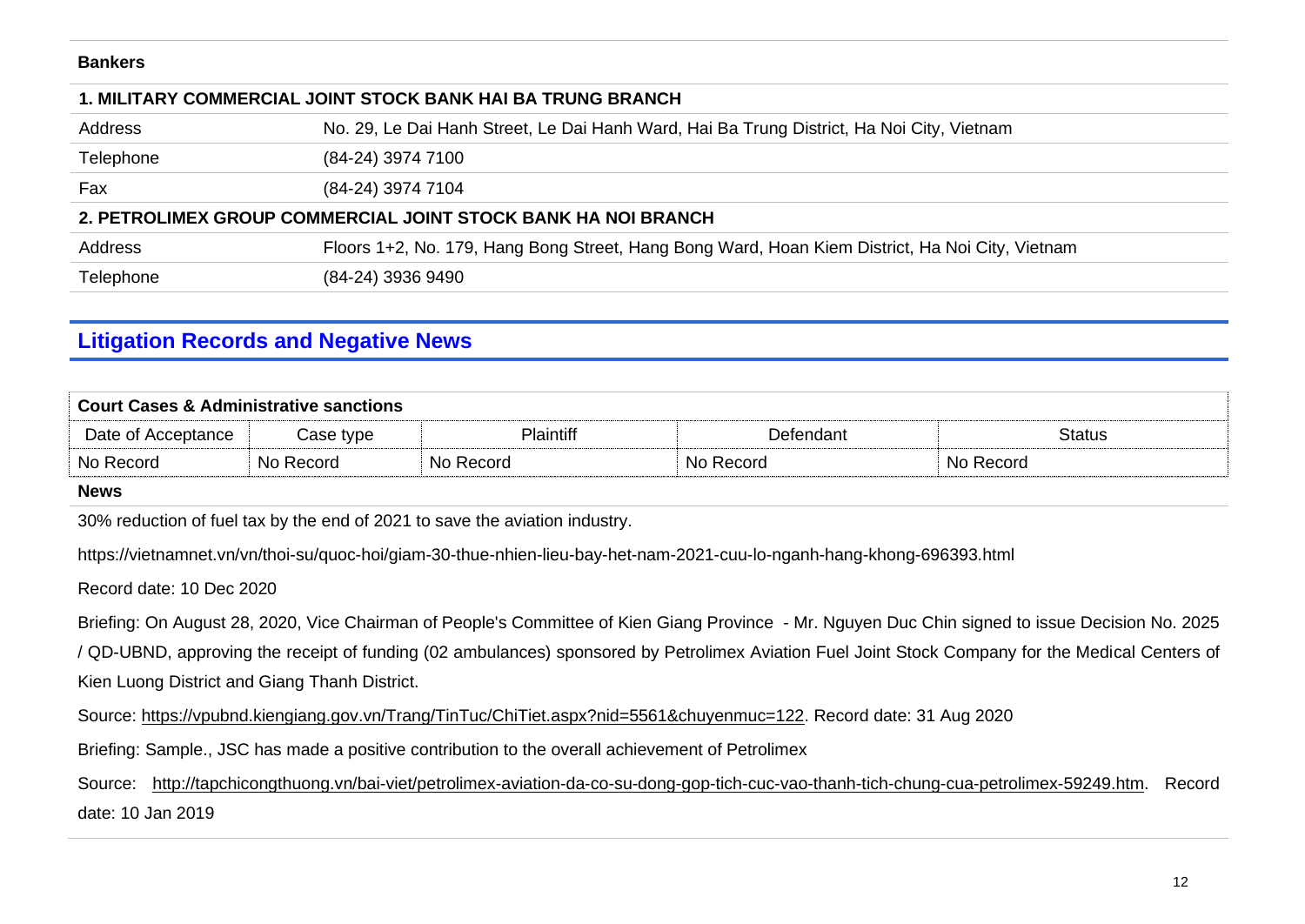**Bankers**

| **1. MILITARY COMMERCIAL JOINT STOCK BANK HAI BA TRUNG BRANCH** | |
|---|---|
| Address | No. 29, Le Dai Hanh Street, Le Dai Hanh Ward, Hai Ba Trung District, Ha Noi City, Vietnam |
| Telephone | (84-24) 3974 7100 |
| Fax | (84-24) 3974 7104 |

| **2. PETROLIMEX GROUP COMMERCIAL JOINT STOCK BANK HA NOI BRANCH** | |
|---|---|
| Address | Floors 1+2, No. 179, Hang Bong Street, Hang Bong Ward, Hoan Kiem District, Ha Noi City, Vietnam |
| Telephone | (84-24) 3936 9490 |

## Litigation Records and Negative News

**Court Cases & Administrative sanctions**

| Date of Acceptance | Case type | Plaintiff | Defendant | Status |
|---|---|---|---|---|
| No Record | No Record | No Record | No Record | No Record |

**News**

30% reduction of fuel tax by the end of 2021 to save the aviation industry.

https://vietnamnet.vn/vn/thoi-su/quoc-hoi/giam-30-thue-nhien-lieu-bay-het-nam-2021-cuu-lo-nganh-hang-khong-696393.html

Record date: 10 Dec 2020

Briefing: On August 28, 2020, Vice Chairman of People's Committee of Kien Giang Province - Mr. Nguyen Duc Chin signed to issue Decision No. 2025 / QD-UBND, approving the receipt of funding (02 ambulances) sponsored by Petrolimex Aviation Fuel Joint Stock Company for the Medical Centers of Kien Luong District and Giang Thanh District.

Source: https://vpubnd.kiengiang.gov.vn/Trang/TinTuc/ChiTiet.aspx?nid=5561&chuyenmuc=122. Record date: 31 Aug 2020

Briefing: Sample., JSC has made a positive contribution to the overall achievement of Petrolimex

Source: http://tapchicongthuong.vn/bai-viet/petrolimex-aviation-da-co-su-dong-gop-tich-cuc-vao-thanh-tich-chung-cua-petrolimex-59249.htm. Record date: 10 Jan 2019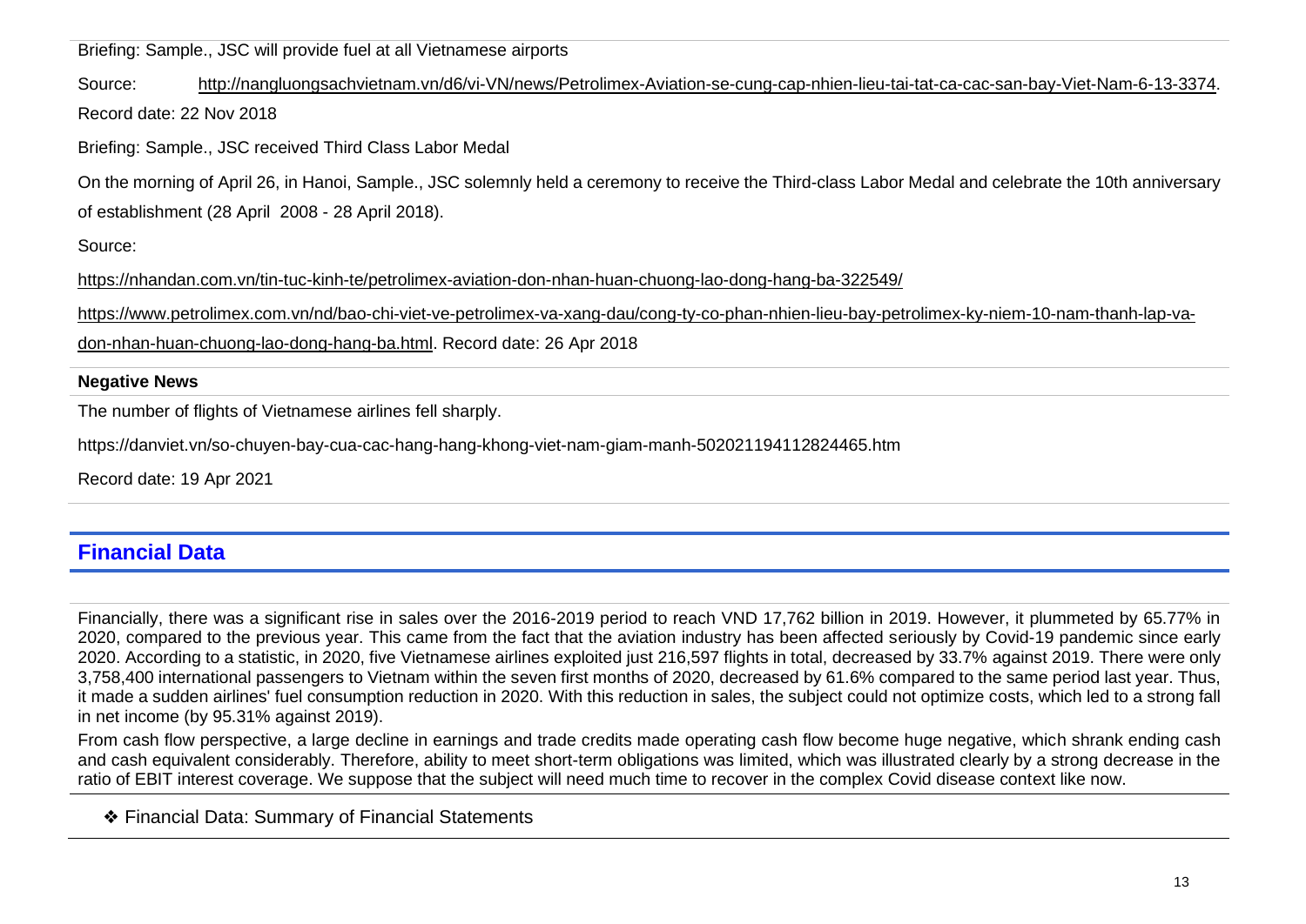Briefing: Sample., JSC will provide fuel at all Vietnamese airports

Source: http://nangluongsachvietnam.vn/d6/vi-VN/news/Petrolimex-Aviation-se-cung-cap-nhien-lieu-tai-tat-ca-cac-san-bay-Viet-Nam-6-13-3374.

Record date: 22 Nov 2018

Briefing: Sample., JSC received Third Class Labor Medal

On the morning of April 26, in Hanoi, Sample., JSC solemnly held a ceremony to receive the Third-class Labor Medal and celebrate the 10th anniversary of establishment (28 April 2008 - 28 April 2018).

Source:

https://nhandan.com.vn/tin-tuc-kinh-te/petrolimex-aviation-don-nhan-huan-chuong-lao-dong-hang-ba-322549/

https://www.petrolimex.com.vn/nd/bao-chi-viet-ve-petrolimex-va-xang-dau/cong-ty-co-phan-nhien-lieu-bay-petrolimex-ky-niem-10-nam-thanh-lap-va-don-nhan-huan-chuong-lao-dong-hang-ba.html. Record date: 26 Apr 2018

**Negative News**

The number of flights of Vietnamese airlines fell sharply.

https://danviet.vn/so-chuyen-bay-cua-cac-hang-hang-khong-viet-nam-giam-manh-502021194112824465.htm

Record date: 19 Apr 2021

## Financial Data

Financially, there was a significant rise in sales over the 2016-2019 period to reach VND 17,762 billion in 2019. However, it plummeted by 65.77% in 2020, compared to the previous year. This came from the fact that the aviation industry has been affected seriously by Covid-19 pandemic since early 2020. According to a statistic, in 2020, five Vietnamese airlines exploited just 216,597 flights in total, decreased by 33.7% against 2019. There were only 3,758,400 international passengers to Vietnam within the seven first months of 2020, decreased by 61.6% compared to the same period last year. Thus, it made a sudden airlines' fuel consumption reduction in 2020. With this reduction in sales, the subject could not optimize costs, which led to a strong fall in net income (by 95.31% against 2019).

From cash flow perspective, a large decline in earnings and trade credits made operating cash flow become huge negative, which shrank ending cash and cash equivalent considerably. Therefore, ability to meet short-term obligations was limited, which was illustrated clearly by a strong decrease in the ratio of EBIT interest coverage. We suppose that the subject will need much time to recover in the complex Covid disease context like now.

❖ Financial Data: Summary of Financial Statements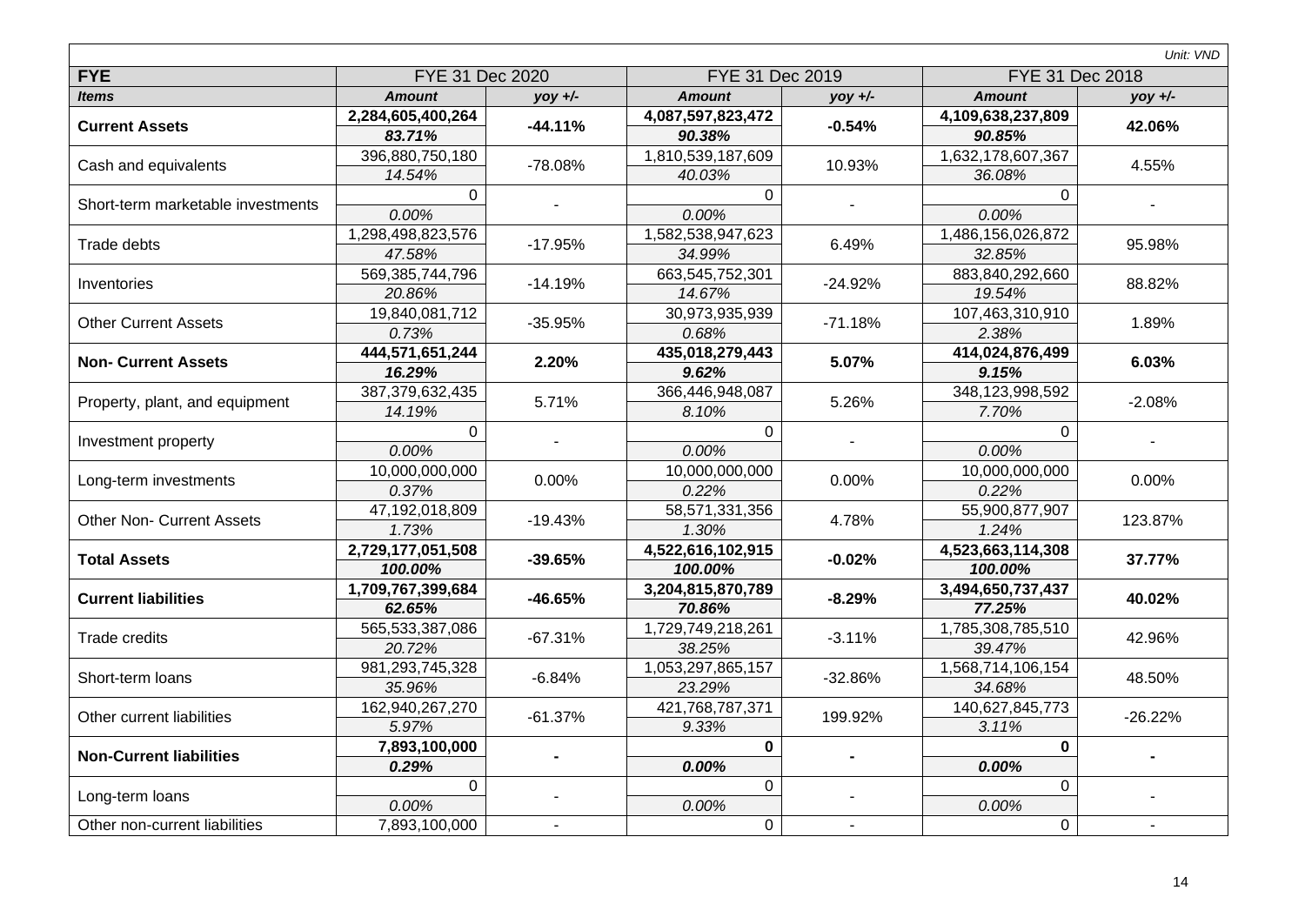*Unit: VND*

| FYE | FYE 31 Dec 2020 | | FYE 31 Dec 2019 | | FYE 31 Dec 2018 | |
|---|---|---|---|---|---|---|
| ***Items*** | ***Amount*** | ***yoy +/-*** | ***Amount*** | ***yoy +/-*** | ***Amount*** | ***yoy +/-*** |
| **Current Assets** | **2,284,605,400,264** | **-44.11%** | **4,087,597,823,472** | **-0.54%** | **4,109,638,237,809** | **42.06%** |
| | ***83.71%*** | | ***90.38%*** | | ***90.85%*** | |
| Cash and equivalents | 396,880,750,180 | -78.08% | 1,810,539,187,609 | 10.93% | 1,632,178,607,367 | 4.55% |
| | *14.54%* | | *40.03%* | | *36.08%* | |
| Short-term marketable investments | 0 | - | 0 | - | 0 | - |
| | *0.00%* | | *0.00%* | | *0.00%* | |
| Trade debts | 1,298,498,823,576 | -17.95% | 1,582,538,947,623 | 6.49% | 1,486,156,026,872 | 95.98% |
| | *47.58%* | | *34.99%* | | *32.85%* | |
| Inventories | 569,385,744,796 | -14.19% | 663,545,752,301 | -24.92% | 883,840,292,660 | 88.82% |
| | *20.86%* | | *14.67%* | | *19.54%* | |
| Other Current Assets | 19,840,081,712 | -35.95% | 30,973,935,939 | -71.18% | 107,463,310,910 | 1.89% |
| | *0.73%* | | *0.68%* | | *2.38%* | |
| **Non- Current Assets** | **444,571,651,244** | **2.20%** | **435,018,279,443** | **5.07%** | **414,024,876,499** | **6.03%** |
| | ***16.29%*** | | ***9.62%*** | | ***9.15%*** | |
| Property, plant, and equipment | 387,379,632,435 | 5.71% | 366,446,948,087 | 5.26% | 348,123,998,592 | -2.08% |
| | *14.19%* | | *8.10%* | | *7.70%* | |
| Investment property | 0 | - | 0 | - | 0 | - |
| | *0.00%* | | *0.00%* | | *0.00%* | |
| Long-term investments | 10,000,000,000 | 0.00% | 10,000,000,000 | 0.00% | 10,000,000,000 | 0.00% |
| | *0.37%* | | *0.22%* | | *0.22%* | |
| Other Non- Current Assets | 47,192,018,809 | -19.43% | 58,571,331,356 | 4.78% | 55,900,877,907 | 123.87% |
| | *1.73%* | | *1.30%* | | *1.24%* | |
| **Total Assets** | **2,729,177,051,508** | **-39.65%** | **4,522,616,102,915** | **-0.02%** | **4,523,663,114,308** | **37.77%** |
| | ***100.00%*** | | ***100.00%*** | | ***100.00%*** | |
| **Current liabilities** | **1,709,767,399,684** | **-46.65%** | **3,204,815,870,789** | **-8.29%** | **3,494,650,737,437** | **40.02%** |
| | ***62.65%*** | | ***70.86%*** | | ***77.25%*** | |
| Trade credits | 565,533,387,086 | -67.31% | 1,729,749,218,261 | -3.11% | 1,785,308,785,510 | 42.96% |
| | *20.72%* | | *38.25%* | | *39.47%* | |
| Short-term loans | 981,293,745,328 | -6.84% | 1,053,297,865,157 | -32.86% | 1,568,714,106,154 | 48.50% |
| | *35.96%* | | *23.29%* | | *34.68%* | |
| Other current liabilities | 162,940,267,270 | -61.37% | 421,768,787,371 | 199.92% | 140,627,845,773 | -26.22% |
| | *5.97%* | | *9.33%* | | *3.11%* | |
| **Non-Current liabilities** | **7,893,100,000** | **-** | **0** | **-** | **0** | **-** |
| | ***0.29%*** | | ***0.00%*** | | ***0.00%*** | |
| Long-term loans | 0 | - | 0 | - | 0 | - |
| | *0.00%* | | *0.00%* | | *0.00%* | |
| Other non-current liabilities | 7,893,100,000 | - | 0 | - | 0 | - |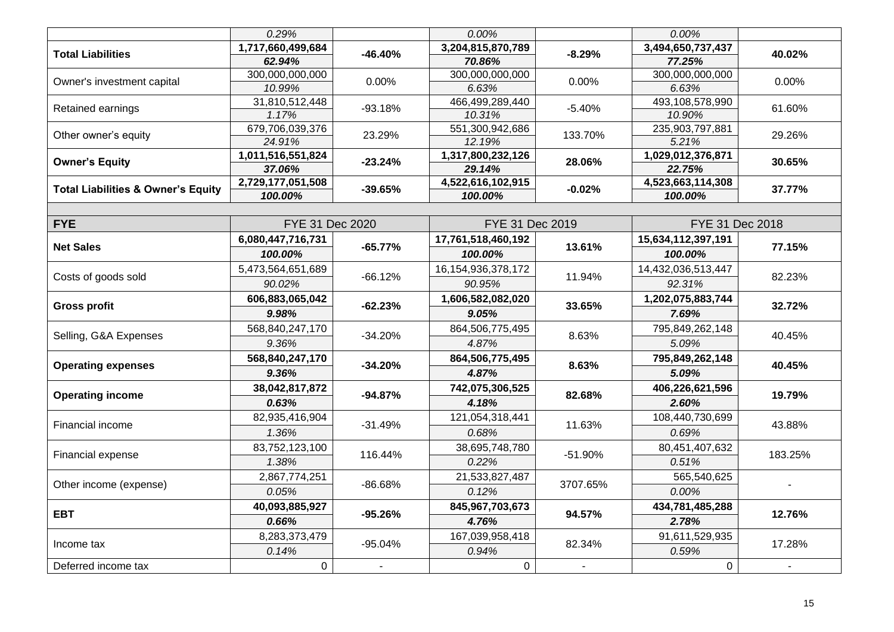| | 0.29% | | 0.00% | | 0.00% | |
|---|---|---|---|---|---|---|
| **Total Liabilities** | **1,717,660,499,684** | **-46.40%** | **3,204,815,870,789** | **-8.29%** | **3,494,650,737,437** | **40.02%** |
| | ***62.94%*** | | ***70.86%*** | | ***77.25%*** | |
| Owner's investment capital | 300,000,000,000 | 0.00% | 300,000,000,000 | 0.00% | 300,000,000,000 | 0.00% |
| | *10.99%* | | *6.63%* | | *6.63%* | |
| Retained earnings | 31,810,512,448 | -93.18% | 466,499,289,440 | -5.40% | 493,108,578,990 | 61.60% |
| | *1.17%* | | *10.31%* | | *10.90%* | |
| Other owner's equity | 679,706,039,376 | 23.29% | 551,300,942,686 | 133.70% | 235,903,797,881 | 29.26% |
| | *24.91%* | | *12.19%* | | *5.21%* | |
| **Owner's Equity** | **1,011,516,551,824** | **-23.24%** | **1,317,800,232,126** | **28.06%** | **1,029,012,376,871** | **30.65%** |
| | ***37.06%*** | | ***29.14%*** | | ***22.75%*** | |
| **Total Liabilities & Owner's Equity** | **2,729,177,051,508** | **-39.65%** | **4,522,616,102,915** | **-0.02%** | **4,523,663,114,308** | **37.77%** |
| | ***100.00%*** | | ***100.00%*** | | ***100.00%*** | |

| **FYE** | FYE 31 Dec 2020 | | FYE 31 Dec 2019 | | FYE 31 Dec 2018 | |
|---|---|---|---|---|---|---|
| **Net Sales** | **6,080,447,716,731** | **-65.77%** | **17,761,518,460,192** | **13.61%** | **15,634,112,397,191** | **77.15%** |
| | ***100.00%*** | | ***100.00%*** | | ***100.00%*** | |
| Costs of goods sold | 5,473,564,651,689 | -66.12% | 16,154,936,378,172 | 11.94% | 14,432,036,513,447 | 82.23% |
| | *90.02%* | | *90.95%* | | *92.31%* | |
| **Gross profit** | **606,883,065,042** | **-62.23%** | **1,606,582,082,020** | **33.65%** | **1,202,075,883,744** | **32.72%** |
| | ***9.98%*** | | ***9.05%*** | | ***7.69%*** | |
| Selling, G&A Expenses | 568,840,247,170 | -34.20% | 864,506,775,495 | 8.63% | 795,849,262,148 | 40.45% |
| | *9.36%* | | *4.87%* | | *5.09%* | |
| **Operating expenses** | **568,840,247,170** | **-34.20%** | **864,506,775,495** | **8.63%** | **795,849,262,148** | **40.45%** |
| | ***9.36%*** | | ***4.87%*** | | ***5.09%*** | |
| **Operating income** | **38,042,817,872** | **-94.87%** | **742,075,306,525** | **82.68%** | **406,226,621,596** | **19.79%** |
| | ***0.63%*** | | ***4.18%*** | | ***2.60%*** | |
| Financial income | 82,935,416,904 | -31.49% | 121,054,318,441 | 11.63% | 108,440,730,699 | 43.88% |
| | *1.36%* | | *0.68%* | | *0.69%* | |
| Financial expense | 83,752,123,100 | 116.44% | 38,695,748,780 | -51.90% | 80,451,407,632 | 183.25% |
| | *1.38%* | | *0.22%* | | *0.51%* | |
| Other income (expense) | 2,867,774,251 | -86.68% | 21,533,827,487 | 3707.65% | 565,540,625 | - |
| | *0.05%* | | *0.12%* | | *0.00%* | |
| **EBT** | **40,093,885,927** | **-95.26%** | **845,967,703,673** | **94.57%** | **434,781,485,288** | **12.76%** |
| | ***0.66%*** | | ***4.76%*** | | ***2.78%*** | |
| Income tax | 8,283,373,479 | -95.04% | 167,039,958,418 | 82.34% | 91,611,529,935 | 17.28% |
| | *0.14%* | | *0.94%* | | *0.59%* | |
| Deferred income tax | 0 | - | 0 | - | 0 | - |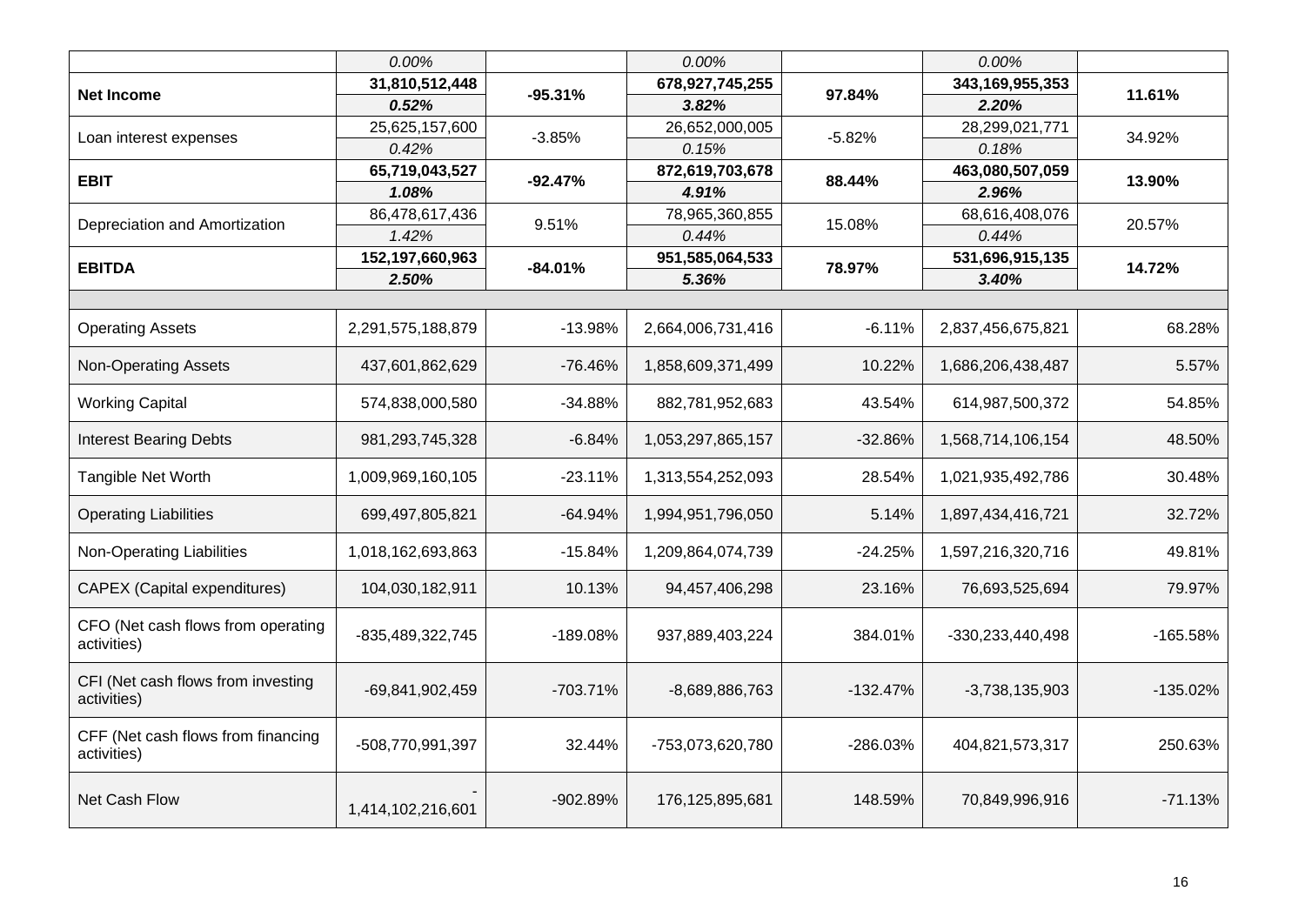| | | | | | | |
|---|---|---|---|---|---|---|
| | *0.00%* | | *0.00%* | | *0.00%* | |
| **Net Income** | **31,810,512,448** | **-95.31%** | **678,927,745,255** | **97.84%** | **343,169,955,353** | **11.61%** |
| | ***0.52%*** | | ***3.82%*** | | ***2.20%*** | |
| Loan interest expenses | 25,625,157,600 | -3.85% | 26,652,000,005 | -5.82% | 28,299,021,771 | 34.92% |
| | *0.42%* | | *0.15%* | | *0.18%* | |
| **EBIT** | **65,719,043,527** | **-92.47%** | **872,619,703,678** | **88.44%** | **463,080,507,059** | **13.90%** |
| | ***1.08%*** | | ***4.91%*** | | ***2.96%*** | |
| Depreciation and Amortization | 86,478,617,436 | 9.51% | 78,965,360,855 | 15.08% | 68,616,408,076 | 20.57% |
| | *1.42%* | | *0.44%* | | *0.44%* | |
| **EBITDA** | **152,197,660,963** | **-84.01%** | **951,585,064,533** | **78.97%** | **531,696,915,135** | **14.72%** |
| | ***2.50%*** | | ***5.36%*** | | ***3.40%*** | |
| | | | | | | |
| Operating Assets | 2,291,575,188,879 | -13.98% | 2,664,006,731,416 | -6.11% | 2,837,456,675,821 | 68.28% |
| Non-Operating Assets | 437,601,862,629 | -76.46% | 1,858,609,371,499 | 10.22% | 1,686,206,438,487 | 5.57% |
| Working Capital | 574,838,000,580 | -34.88% | 882,781,952,683 | 43.54% | 614,987,500,372 | 54.85% |
| Interest Bearing Debts | 981,293,745,328 | -6.84% | 1,053,297,865,157 | -32.86% | 1,568,714,106,154 | 48.50% |
| Tangible Net Worth | 1,009,969,160,105 | -23.11% | 1,313,554,252,093 | 28.54% | 1,021,935,492,786 | 30.48% |
| Operating Liabilities | 699,497,805,821 | -64.94% | 1,994,951,796,050 | 5.14% | 1,897,434,416,721 | 32.72% |
| Non-Operating Liabilities | 1,018,162,693,863 | -15.84% | 1,209,864,074,739 | -24.25% | 1,597,216,320,716 | 49.81% |
| CAPEX (Capital expenditures) | 104,030,182,911 | 10.13% | 94,457,406,298 | 23.16% | 76,693,525,694 | 79.97% |
| CFO (Net cash flows from operating activities) | -835,489,322,745 | -189.08% | 937,889,403,224 | 384.01% | -330,233,440,498 | -165.58% |
| CFI (Net cash flows from investing activities) | -69,841,902,459 | -703.71% | -8,689,886,763 | -132.47% | -3,738,135,903 | -135.02% |
| CFF (Net cash flows from financing activities) | -508,770,991,397 | 32.44% | -753,073,620,780 | -286.03% | 404,821,573,317 | 250.63% |
| Net Cash Flow | -1,414,102,216,601 | -902.89% | 176,125,895,681 | 148.59% | 70,849,996,916 | -71.13% |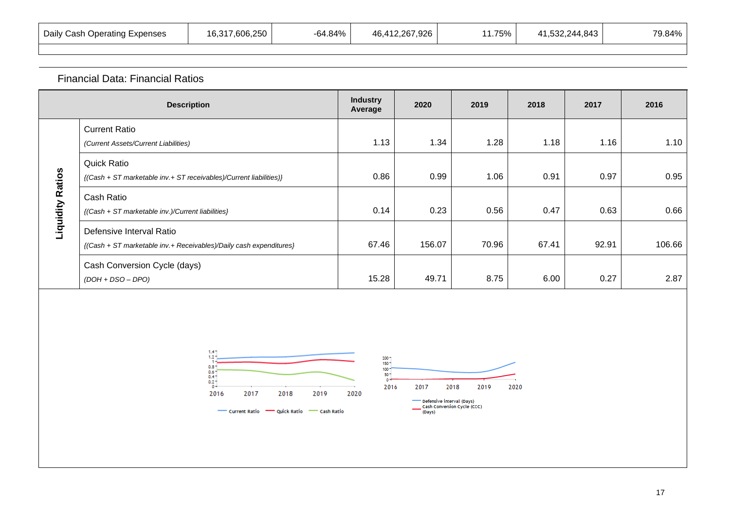| Daily Cash Operating Expenses | 16,317,606,250 | -64.84% | 46,412,267,926 | 11.75% | 41,532,244,843 | 79.84% |
|---|---|---|---|---|---|---|

## Financial Data: Financial Ratios

| | Description | Industry Average | 2020 | 2019 | 2018 | 2017 | 2016 |
|---|---|---|---|---|---|---|---|
| **Liquidity Ratios** | Current Ratio *(Current Assets/Current Liabilities)* | 1.13 | 1.34 | 1.28 | 1.18 | 1.16 | 1.10 |
| | Quick Ratio *{(Cash + ST marketable inv.+ ST receivables)/Current liabilities)}* | 0.86 | 0.99 | 1.06 | 0.91 | 0.97 | 0.95 |
| | Cash Ratio *{(Cash + ST marketable inv.)/Current liabilities}* | 0.14 | 0.23 | 0.56 | 0.47 | 0.63 | 0.66 |
| | Defensive Interval Ratio *{(Cash + ST marketable inv.+ Receivables)/Daily cash expenditures}* | 67.46 | 156.07 | 70.96 | 67.41 | 92.91 | 106.66 |
| | Cash Conversion Cycle (days) *(DOH + DSO – DPO)* | 15.28 | 49.71 | 8.75 | 6.00 | 0.27 | 2.87 |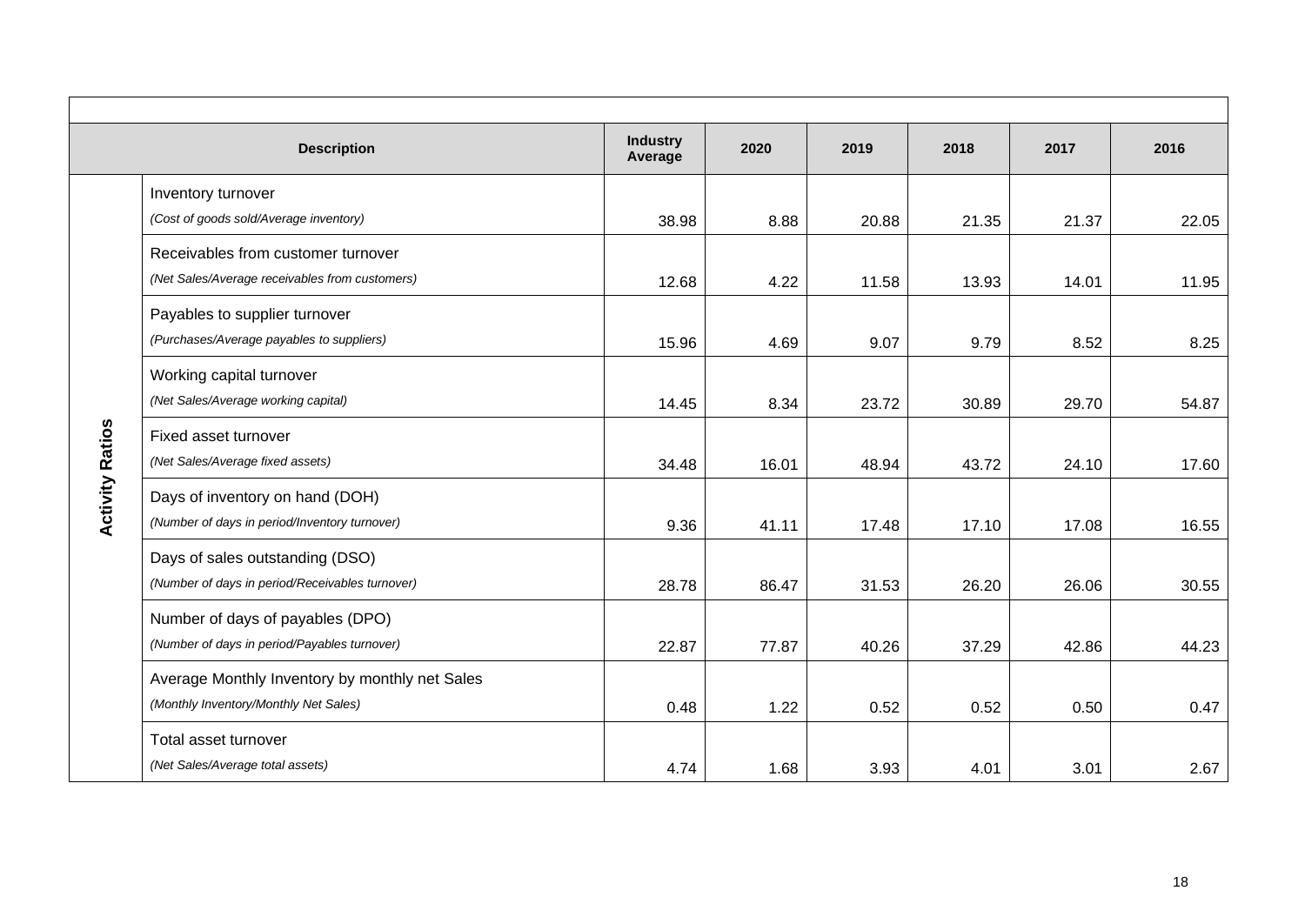| | Description | Industry Average | 2020 | 2019 | 2018 | 2017 | 2016 |
|---|---|---|---|---|---|---|---|
| **Activity Ratios** | Inventory turnover<br>*(Cost of goods sold/Average inventory)* | 38.98 | 8.88 | 20.88 | 21.35 | 21.37 | 22.05 |
| | Receivables from customer turnover<br>*(Net Sales/Average receivables from customers)* | 12.68 | 4.22 | 11.58 | 13.93 | 14.01 | 11.95 |
| | Payables to supplier turnover<br>*(Purchases/Average payables to suppliers)* | 15.96 | 4.69 | 9.07 | 9.79 | 8.52 | 8.25 |
| | Working capital turnover<br>*(Net Sales/Average working capital)* | 14.45 | 8.34 | 23.72 | 30.89 | 29.70 | 54.87 |
| | Fixed asset turnover<br>*(Net Sales/Average fixed assets)* | 34.48 | 16.01 | 48.94 | 43.72 | 24.10 | 17.60 |
| | Days of inventory on hand (DOH)<br>*(Number of days in period/Inventory turnover)* | 9.36 | 41.11 | 17.48 | 17.10 | 17.08 | 16.55 |
| | Days of sales outstanding (DSO)<br>*(Number of days in period/Receivables turnover)* | 28.78 | 86.47 | 31.53 | 26.20 | 26.06 | 30.55 |
| | Number of days of payables (DPO)<br>*(Number of days in period/Payables turnover)* | 22.87 | 77.87 | 40.26 | 37.29 | 42.86 | 44.23 |
| | Average Monthly Inventory by monthly net Sales<br>*(Monthly Inventory/Monthly Net Sales)* | 0.48 | 1.22 | 0.52 | 0.52 | 0.50 | 0.47 |
| | Total asset turnover<br>*(Net Sales/Average total assets)* | 4.74 | 1.68 | 3.93 | 4.01 | 3.01 | 2.67 |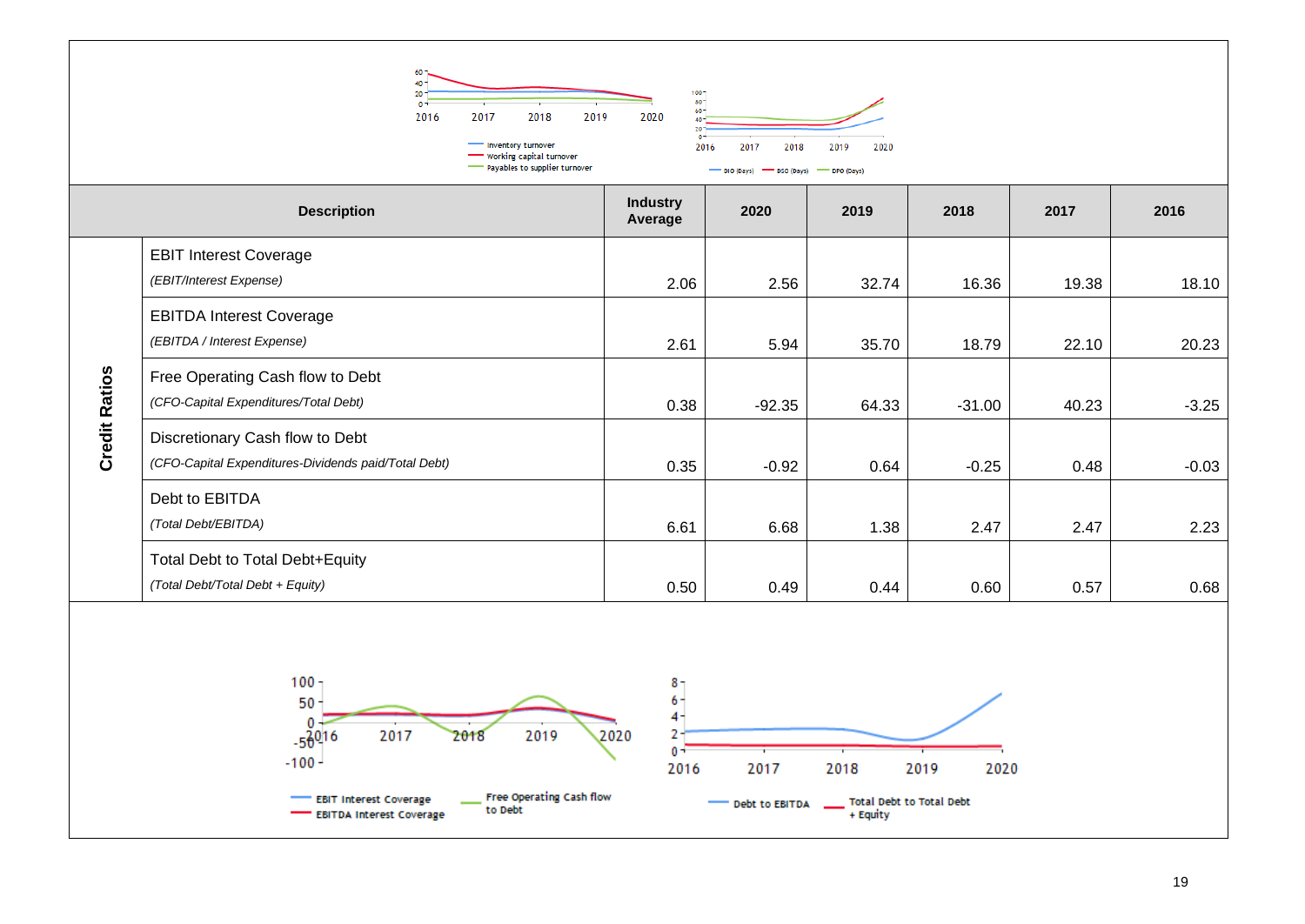| | Description | Industry Average | 2020 | 2019 | 2018 | 2017 | 2016 |
|---|---|---|---|---|---|---|---|
| Credit Ratios | EBIT Interest Coverage *(EBIT/Interest Expense)* | 2.06 | 2.56 | 32.74 | 16.36 | 19.38 | 18.10 |
| | EBITDA Interest Coverage *(EBITDA / Interest Expense)* | 2.61 | 5.94 | 35.70 | 18.79 | 22.10 | 20.23 |
| | Free Operating Cash flow to Debt *(CFO-Capital Expenditures/Total Debt)* | 0.38 | -92.35 | 64.33 | -31.00 | 40.23 | -3.25 |
| | Discretionary Cash flow to Debt *(CFO-Capital Expenditures-Dividends paid/Total Debt)* | 0.35 | -0.92 | 0.64 | -0.25 | 0.48 | -0.03 |
| | Debt to EBITDA *(Total Debt/EBITDA)* | 6.61 | 6.68 | 1.38 | 2.47 | 2.47 | 2.23 |
| | Total Debt to Total Debt+Equity *(Total Debt/Total Debt + Equity)* | 0.50 | 0.49 | 0.44 | 0.60 | 0.57 | 0.68 |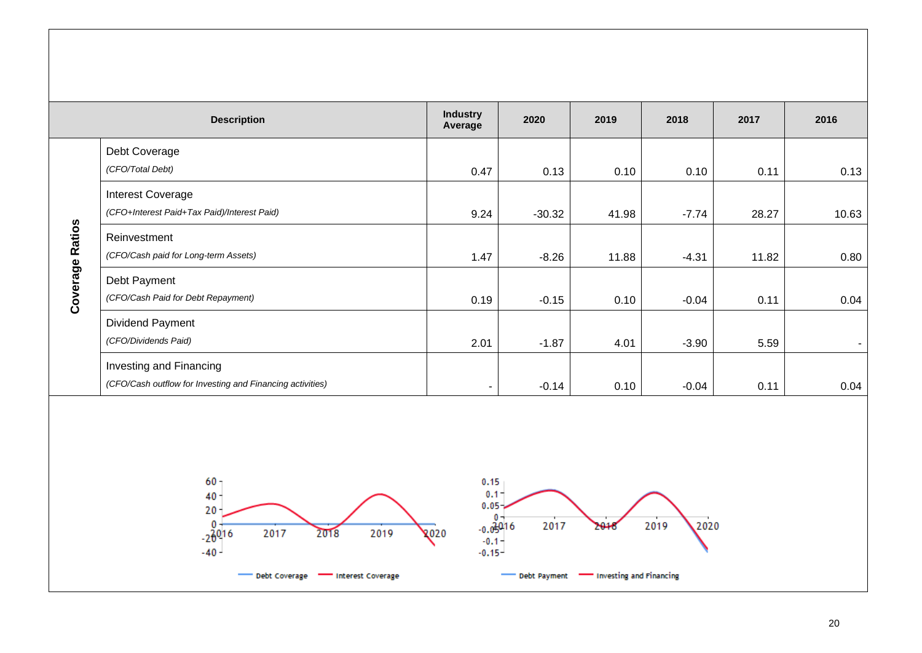| | Description | Industry Average | 2020 | 2019 | 2018 | 2017 | 2016 |
|---|---|---|---|---|---|---|---|
| **Coverage Ratios** | Debt Coverage<br>*(CFO/Total Debt)* | 0.47 | 0.13 | 0.10 | 0.10 | 0.11 | 0.13 |
| | Interest Coverage<br>*(CFO+Interest Paid+Tax Paid)/Interest Paid)* | 9.24 | -30.32 | 41.98 | -7.74 | 28.27 | 10.63 |
| | Reinvestment<br>*(CFO/Cash paid for Long-term Assets)* | 1.47 | -8.26 | 11.88 | -4.31 | 11.82 | 0.80 |
| | Debt Payment<br>*(CFO/Cash Paid for Debt Repayment)* | 0.19 | -0.15 | 0.10 | -0.04 | 0.11 | 0.04 |
| | Dividend Payment<br>*(CFO/Dividends Paid)* | 2.01 | -1.87 | 4.01 | -3.90 | 5.59 | - |
| | Investing and Financing<br>*(CFO/Cash outflow for Investing and Financing activities)* | - | -0.14 | 0.10 | -0.04 | 0.11 | 0.04 |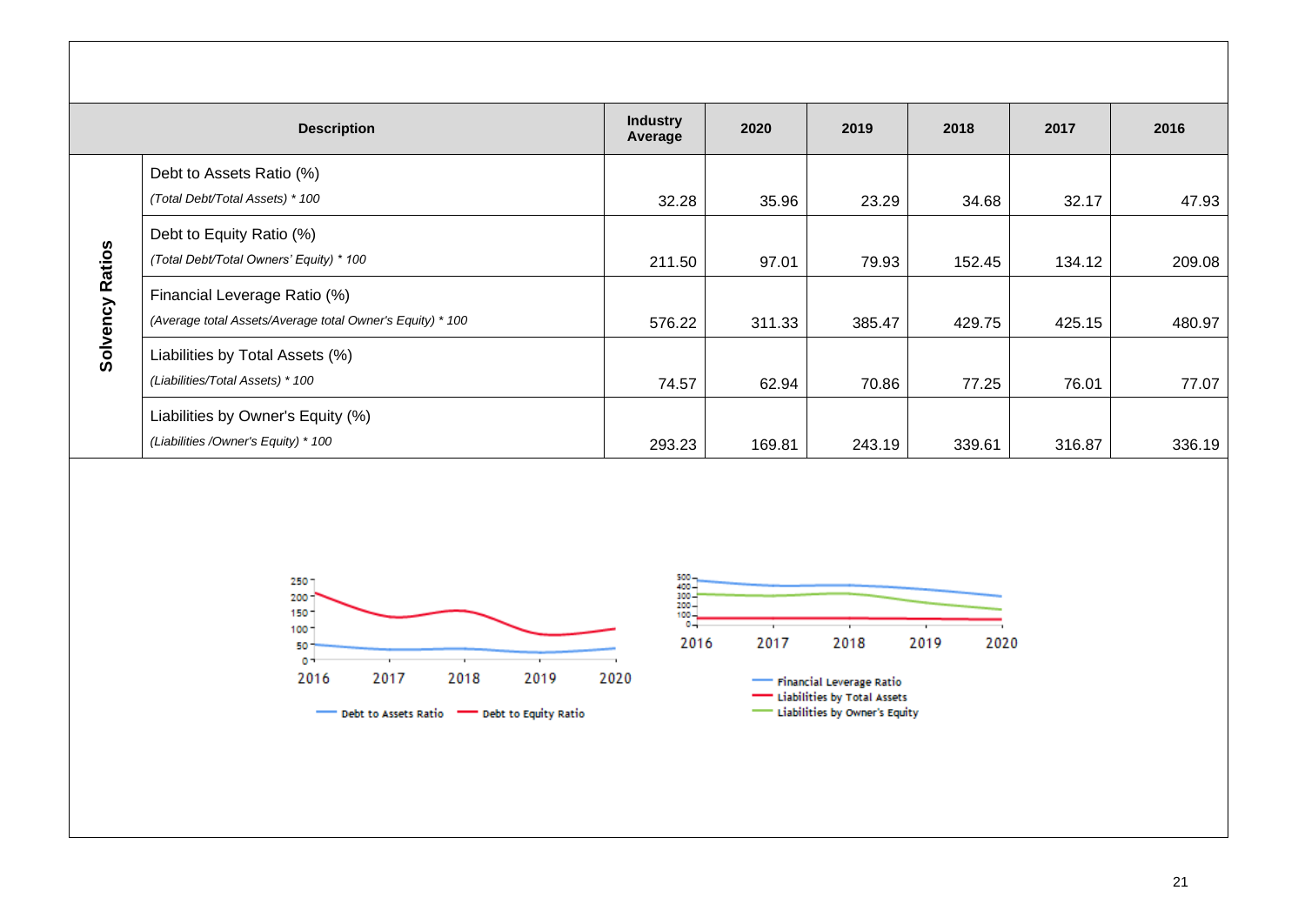| | Description | Industry Average | 2020 | 2019 | 2018 | 2017 | 2016 |
|---|---|---|---|---|---|---|---|
| Solvency Ratios | Debt to Assets Ratio (%)<br>*(Total Debt/Total Assets) * 100* | 32.28 | 35.96 | 23.29 | 34.68 | 32.17 | 47.93 |
| | Debt to Equity Ratio (%)<br>*(Total Debt/Total Owners' Equity) * 100* | 211.50 | 97.01 | 79.93 | 152.45 | 134.12 | 209.08 |
| | Financial Leverage Ratio (%)<br>*(Average total Assets/Average total Owner's Equity) * 100* | 576.22 | 311.33 | 385.47 | 429.75 | 425.15 | 480.97 |
| | Liabilities by Total Assets (%)<br>*(Liabilities/Total Assets) * 100* | 74.57 | 62.94 | 70.86 | 77.25 | 76.01 | 77.07 |
| | Liabilities by Owner's Equity (%)<br>*(Liabilities /Owner's Equity) * 100* | 293.23 | 169.81 | 243.19 | 339.61 | 316.87 | 336.19 |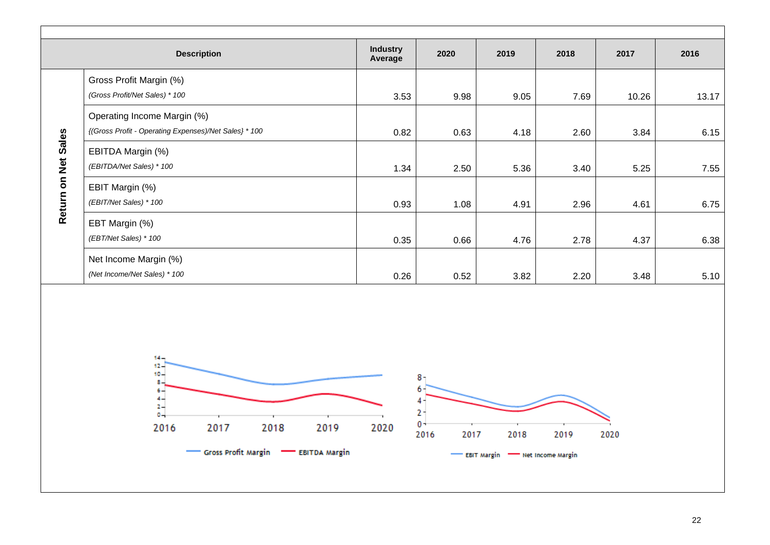| Description | | Industry Average | 2020 | 2019 | 2018 | 2017 | 2016 |
|---|---|---|---|---|---|---|---|
| Return on Net Sales | Gross Profit Margin (%) *(Gross Profit/Net Sales) * 100* | 3.53 | 9.98 | 9.05 | 7.69 | 10.26 | 13.17 |
| | Operating Income Margin (%) *{(Gross Profit - Operating Expenses)/Net Sales} * 100* | 0.82 | 0.63 | 4.18 | 2.60 | 3.84 | 6.15 |
| | EBITDA Margin (%) *(EBITDA/Net Sales) * 100* | 1.34 | 2.50 | 5.36 | 3.40 | 5.25 | 7.55 |
| | EBIT Margin (%) *(EBIT/Net Sales) * 100* | 0.93 | 1.08 | 4.91 | 2.96 | 4.61 | 6.75 |
| | EBT Margin (%) *(EBT/Net Sales) * 100* | 0.35 | 0.66 | 4.76 | 2.78 | 4.37 | 6.38 |
| | Net Income Margin (%) *(Net Income/Net Sales) * 100* | 0.26 | 0.52 | 3.82 | 2.20 | 3.48 | 5.10 |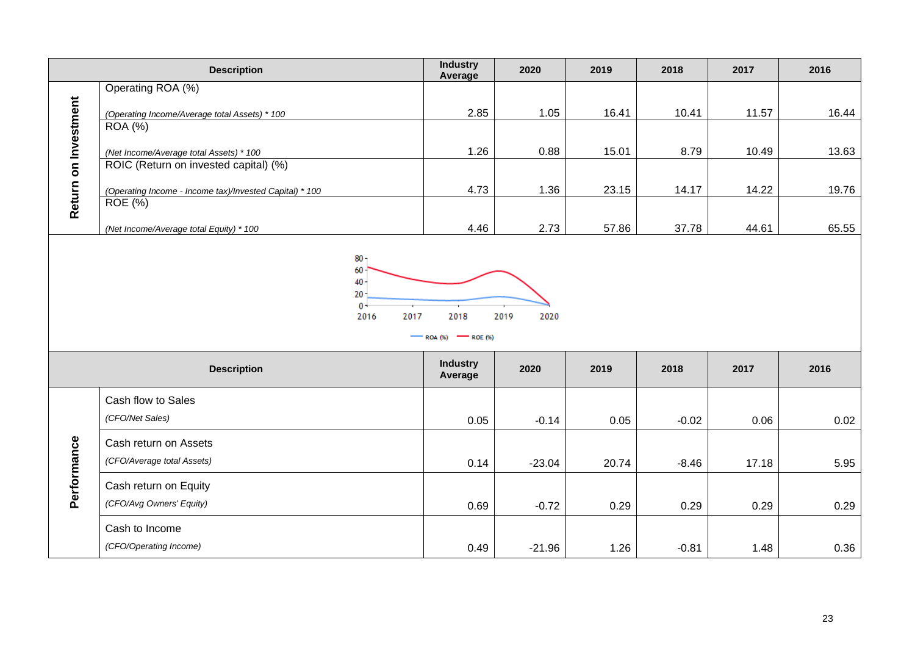| | Description | Industry Average | 2020 | 2019 | 2018 | 2017 | 2016 |
|---|---|---|---|---|---|---|---|
| Return on Investment | Operating ROA (%) *(Operating Income/Average total Assets) * 100* | 2.85 | 1.05 | 16.41 | 10.41 | 11.57 | 16.44 |
| | ROA (%) *(Net Income/Average total Assets) * 100* | 1.26 | 0.88 | 15.01 | 8.79 | 10.49 | 13.63 |
| | ROIC (Return on invested capital) (%) *(Operating Income - Income tax)/Invested Capital) * 100* | 4.73 | 1.36 | 23.15 | 14.17 | 14.22 | 19.76 |
| | ROE (%) *(Net Income/Average total Equity) * 100* | 4.46 | 2.73 | 57.86 | 37.78 | 44.61 | 65.55 |

| | Description | Industry Average | 2020 | 2019 | 2018 | 2017 | 2016 |
|---|---|---|---|---|---|---|---|
| Performance | Cash flow to Sales *(CFO/Net Sales)* | 0.05 | -0.14 | 0.05 | -0.02 | 0.06 | 0.02 |
| | Cash return on Assets *(CFO/Average total Assets)* | 0.14 | -23.04 | 20.74 | -8.46 | 17.18 | 5.95 |
| | Cash return on Equity *(CFO/Avg Owners' Equity)* | 0.69 | -0.72 | 0.29 | 0.29 | 0.29 | 0.29 |
| | Cash to Income *(CFO/Operating Income)* | 0.49 | -21.96 | 1.26 | -0.81 | 1.48 | 0.36 |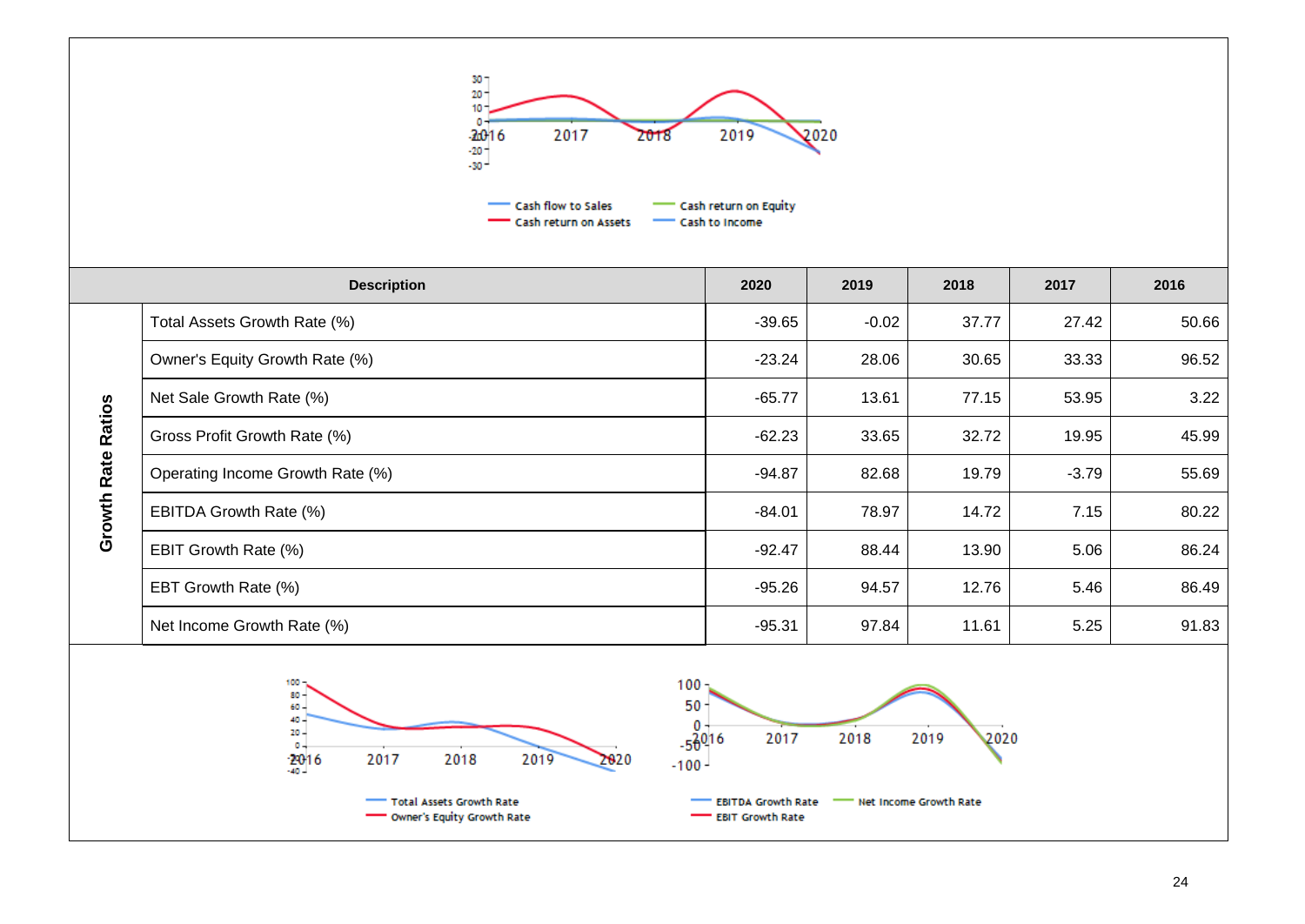| | Description | 2020 | 2019 | 2018 | 2017 | 2016 |
|---|---|---|---|---|---|---|
| Growth Rate Ratios | Total Assets Growth Rate (%) | -39.65 | -0.02 | 37.77 | 27.42 | 50.66 |
| | Owner's Equity Growth Rate (%) | -23.24 | 28.06 | 30.65 | 33.33 | 96.52 |
| | Net Sale Growth Rate (%) | -65.77 | 13.61 | 77.15 | 53.95 | 3.22 |
| | Gross Profit Growth Rate (%) | -62.23 | 33.65 | 32.72 | 19.95 | 45.99 |
| | Operating Income Growth Rate (%) | -94.87 | 82.68 | 19.79 | -3.79 | 55.69 |
| | EBITDA Growth Rate (%) | -84.01 | 78.97 | 14.72 | 7.15 | 80.22 |
| | EBIT Growth Rate (%) | -92.47 | 88.44 | 13.90 | 5.06 | 86.24 |
| | EBT Growth Rate (%) | -95.26 | 94.57 | 12.76 | 5.46 | 86.49 |
| | Net Income Growth Rate (%) | -95.31 | 97.84 | 11.61 | 5.25 | 91.83 |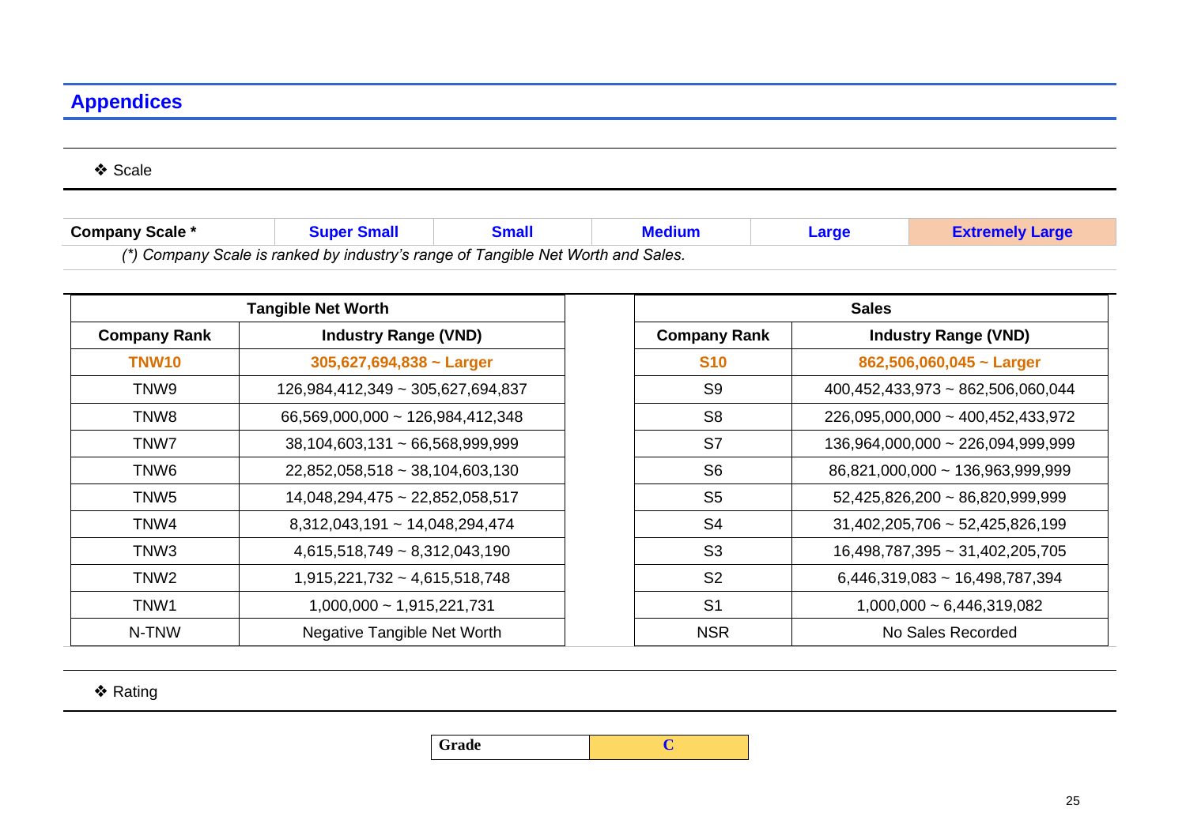## Appendices

❖ Scale

| Company Scale * | Super Small | Small | Medium | Large | Extremely Large |
|---|---|---|---|---|---|

*(\*) Company Scale is ranked by industry's range of Tangible Net Worth and Sales.*

| Tangible Net Worth | |
|---|---|
| **Company Rank** | **Industry Range (VND)** |
| **TNW10** | **305,627,694,838 ~ Larger** |
| TNW9 | 126,984,412,349 ~ 305,627,694,837 |
| TNW8 | 66,569,000,000 ~ 126,984,412,348 |
| TNW7 | 38,104,603,131 ~ 66,568,999,999 |
| TNW6 | 22,852,058,518 ~ 38,104,603,130 |
| TNW5 | 14,048,294,475 ~ 22,852,058,517 |
| TNW4 | 8,312,043,191 ~ 14,048,294,474 |
| TNW3 | 4,615,518,749 ~ 8,312,043,190 |
| TNW2 | 1,915,221,732 ~ 4,615,518,748 |
| TNW1 | 1,000,000 ~ 1,915,221,731 |
| N-TNW | Negative Tangible Net Worth |

| Sales | |
|---|---|
| **Company Rank** | **Industry Range (VND)** |
| **S10** | **862,506,060,045 ~ Larger** |
| S9 | 400,452,433,973 ~ 862,506,060,044 |
| S8 | 226,095,000,000 ~ 400,452,433,972 |
| S7 | 136,964,000,000 ~ 226,094,999,999 |
| S6 | 86,821,000,000 ~ 136,963,999,999 |
| S5 | 52,425,826,200 ~ 86,820,999,999 |
| S4 | 31,402,205,706 ~ 52,425,826,199 |
| S3 | 16,498,787,395 ~ 31,402,205,705 |
| S2 | 6,446,319,083 ~ 16,498,787,394 |
| S1 | 1,000,000 ~ 6,446,319,082 |
| NSR | No Sales Recorded |

❖ Rating

| Grade | C |
|---|---|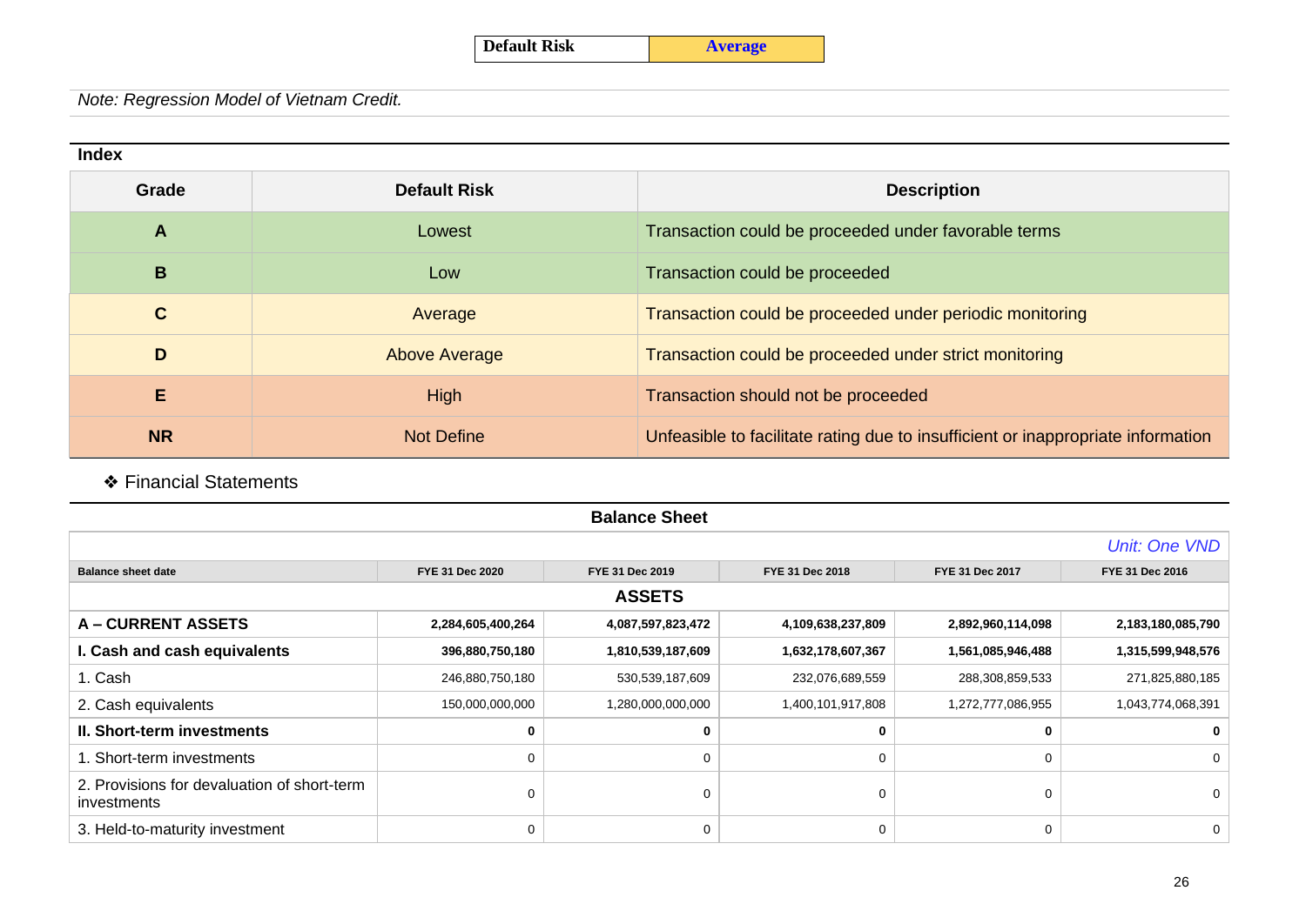| Default Risk | Average |
|---|---|

*Note: Regression Model of Vietnam Credit.*

**Index**

| Grade | Default Risk | Description |
|---|---|---|
| **A** | Lowest | Transaction could be proceeded under favorable terms |
| **B** | Low | Transaction could be proceeded |
| **C** | Average | Transaction could be proceeded under periodic monitoring |
| **D** | Above Average | Transaction could be proceeded under strict monitoring |
| **E** | High | Transaction should not be proceeded |
| **NR** | Not Define | Unfeasible to facilitate rating due to insufficient or inappropriate information |

❖ Financial Statements

**Balance Sheet**

*Unit: One VND*

| Balance sheet date | FYE 31 Dec 2020 | FYE 31 Dec 2019 | FYE 31 Dec 2018 | FYE 31 Dec 2017 | FYE 31 Dec 2016 |
|---|---|---|---|---|---|
| **ASSETS** | | | | | |
| **A – CURRENT ASSETS** | **2,284,605,400,264** | **4,087,597,823,472** | **4,109,638,237,809** | **2,892,960,114,098** | **2,183,180,085,790** |
| **I. Cash and cash equivalents** | **396,880,750,180** | **1,810,539,187,609** | **1,632,178,607,367** | **1,561,085,946,488** | **1,315,599,948,576** |
| 1. Cash | 246,880,750,180 | 530,539,187,609 | 232,076,689,559 | 288,308,859,533 | 271,825,880,185 |
| 2. Cash equivalents | 150,000,000,000 | 1,280,000,000,000 | 1,400,101,917,808 | 1,272,777,086,955 | 1,043,774,068,391 |
| **II. Short-term investments** | **0** | **0** | **0** | **0** | **0** |
| 1. Short-term investments | 0 | 0 | 0 | 0 | 0 |
| 2. Provisions for devaluation of short-term investments | 0 | 0 | 0 | 0 | 0 |
| 3. Held-to-maturity investment | 0 | 0 | 0 | 0 | 0 |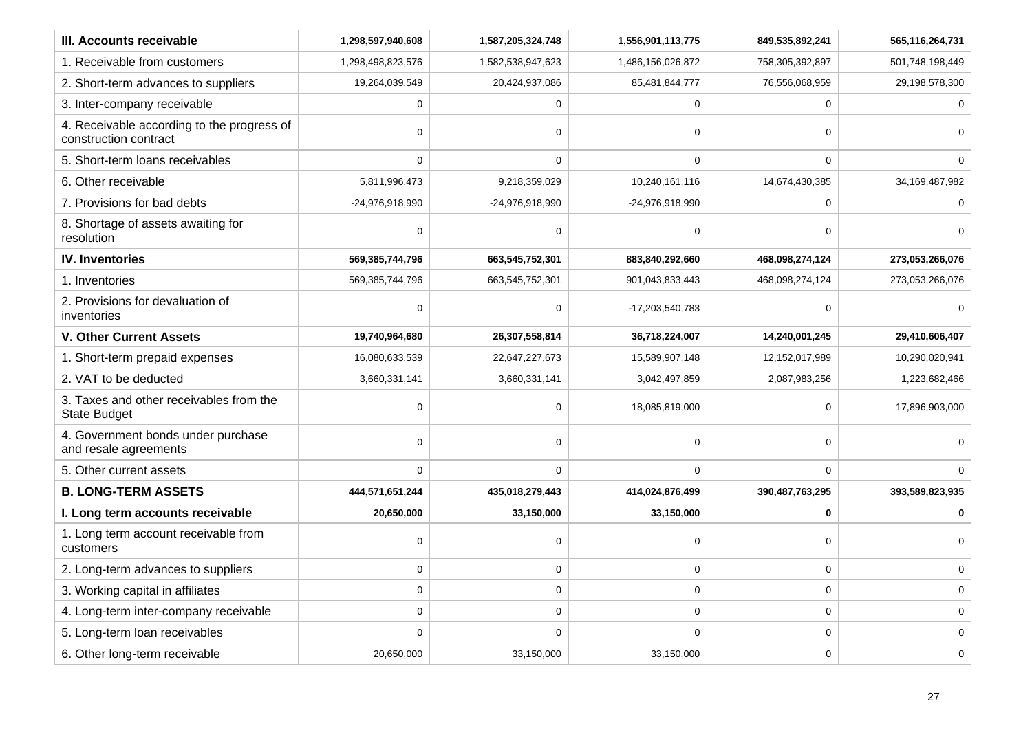| **III. Accounts receivable** | **1,298,597,940,608** | **1,587,205,324,748** | **1,556,901,113,775** | **849,535,892,241** | **565,116,264,731** |
|---|---|---|---|---|---|
| 1. Receivable from customers | 1,298,498,823,576 | 1,582,538,947,623 | 1,486,156,026,872 | 758,305,392,897 | 501,748,198,449 |
| 2. Short-term advances to suppliers | 19,264,039,549 | 20,424,937,086 | 85,481,844,777 | 76,556,068,959 | 29,198,578,300 |
| 3. Inter-company receivable | 0 | 0 | 0 | 0 | 0 |
| 4. Receivable according to the progress of construction contract | 0 | 0 | 0 | 0 | 0 |
| 5. Short-term loans receivables | 0 | 0 | 0 | 0 | 0 |
| 6. Other receivable | 5,811,996,473 | 9,218,359,029 | 10,240,161,116 | 14,674,430,385 | 34,169,487,982 |
| 7. Provisions for bad debts | -24,976,918,990 | -24,976,918,990 | -24,976,918,990 | 0 | 0 |
| 8. Shortage of assets awaiting for resolution | 0 | 0 | 0 | 0 | 0 |
| **IV. Inventories** | **569,385,744,796** | **663,545,752,301** | **883,840,292,660** | **468,098,274,124** | **273,053,266,076** |
| 1. Inventories | 569,385,744,796 | 663,545,752,301 | 901,043,833,443 | 468,098,274,124 | 273,053,266,076 |
| 2. Provisions for devaluation of inventories | 0 | 0 | -17,203,540,783 | 0 | 0 |
| **V. Other Current Assets** | **19,740,964,680** | **26,307,558,814** | **36,718,224,007** | **14,240,001,245** | **29,410,606,407** |
| 1. Short-term prepaid expenses | 16,080,633,539 | 22,647,227,673 | 15,589,907,148 | 12,152,017,989 | 10,290,020,941 |
| 2. VAT to be deducted | 3,660,331,141 | 3,660,331,141 | 3,042,497,859 | 2,087,983,256 | 1,223,682,466 |
| 3. Taxes and other receivables from the State Budget | 0 | 0 | 18,085,819,000 | 0 | 17,896,903,000 |
| 4. Government bonds under purchase and resale agreements | 0 | 0 | 0 | 0 | 0 |
| 5. Other current assets | 0 | 0 | 0 | 0 | 0 |
| **B. LONG-TERM ASSETS** | **444,571,651,244** | **435,018,279,443** | **414,024,876,499** | **390,487,763,295** | **393,589,823,935** |
| **I. Long term accounts receivable** | **20,650,000** | **33,150,000** | **33,150,000** | **0** | **0** |
| 1. Long term account receivable from customers | 0 | 0 | 0 | 0 | 0 |
| 2. Long-term advances to suppliers | 0 | 0 | 0 | 0 | 0 |
| 3. Working capital in affiliates | 0 | 0 | 0 | 0 | 0 |
| 4. Long-term inter-company receivable | 0 | 0 | 0 | 0 | 0 |
| 5. Long-term loan receivables | 0 | 0 | 0 | 0 | 0 |
| 6. Other long-term receivable | 20,650,000 | 33,150,000 | 33,150,000 | 0 | 0 |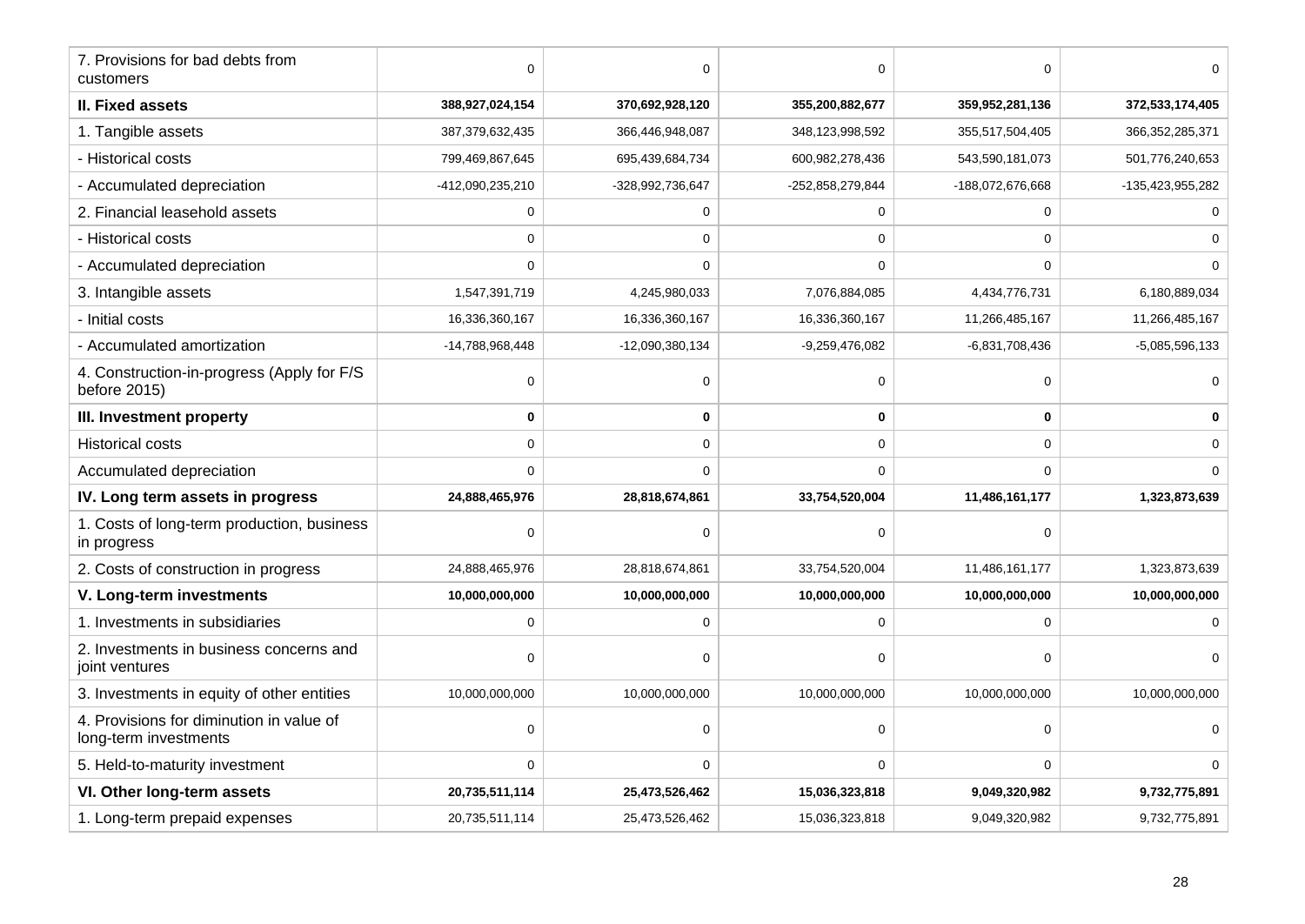| | | | | | |
|---|---|---|---|---|---|
| 7. Provisions for bad debts from customers | 0 | 0 | 0 | 0 | 0 |
| **II. Fixed assets** | **388,927,024,154** | **370,692,928,120** | **355,200,882,677** | **359,952,281,136** | **372,533,174,405** |
| 1. Tangible assets | 387,379,632,435 | 366,446,948,087 | 348,123,998,592 | 355,517,504,405 | 366,352,285,371 |
| - Historical costs | 799,469,867,645 | 695,439,684,734 | 600,982,278,436 | 543,590,181,073 | 501,776,240,653 |
| - Accumulated depreciation | -412,090,235,210 | -328,992,736,647 | -252,858,279,844 | -188,072,676,668 | -135,423,955,282 |
| 2. Financial leasehold assets | 0 | 0 | 0 | 0 | 0 |
| - Historical costs | 0 | 0 | 0 | 0 | 0 |
| - Accumulated depreciation | 0 | 0 | 0 | 0 | 0 |
| 3. Intangible assets | 1,547,391,719 | 4,245,980,033 | 7,076,884,085 | 4,434,776,731 | 6,180,889,034 |
| - Initial costs | 16,336,360,167 | 16,336,360,167 | 16,336,360,167 | 11,266,485,167 | 11,266,485,167 |
| - Accumulated amortization | -14,788,968,448 | -12,090,380,134 | -9,259,476,082 | -6,831,708,436 | -5,085,596,133 |
| 4. Construction-in-progress (Apply for F/S before 2015) | 0 | 0 | 0 | 0 | 0 |
| **III. Investment property** | **0** | **0** | **0** | **0** | **0** |
| Historical costs | 0 | 0 | 0 | 0 | 0 |
| Accumulated depreciation | 0 | 0 | 0 | 0 | 0 |
| **IV. Long term assets in progress** | **24,888,465,976** | **28,818,674,861** | **33,754,520,004** | **11,486,161,177** | **1,323,873,639** |
| 1. Costs of long-term production, business in progress | 0 | 0 | 0 | 0 | |
| 2. Costs of construction in progress | 24,888,465,976 | 28,818,674,861 | 33,754,520,004 | 11,486,161,177 | 1,323,873,639 |
| **V. Long-term investments** | **10,000,000,000** | **10,000,000,000** | **10,000,000,000** | **10,000,000,000** | **10,000,000,000** |
| 1. Investments in subsidiaries | 0 | 0 | 0 | 0 | 0 |
| 2. Investments in business concerns and joint ventures | 0 | 0 | 0 | 0 | 0 |
| 3. Investments in equity of other entities | 10,000,000,000 | 10,000,000,000 | 10,000,000,000 | 10,000,000,000 | 10,000,000,000 |
| 4. Provisions for diminution in value of long-term investments | 0 | 0 | 0 | 0 | 0 |
| 5. Held-to-maturity investment | 0 | 0 | 0 | 0 | 0 |
| **VI. Other long-term assets** | **20,735,511,114** | **25,473,526,462** | **15,036,323,818** | **9,049,320,982** | **9,732,775,891** |
| 1. Long-term prepaid expenses | 20,735,511,114 | 25,473,526,462 | 15,036,323,818 | 9,049,320,982 | 9,732,775,891 |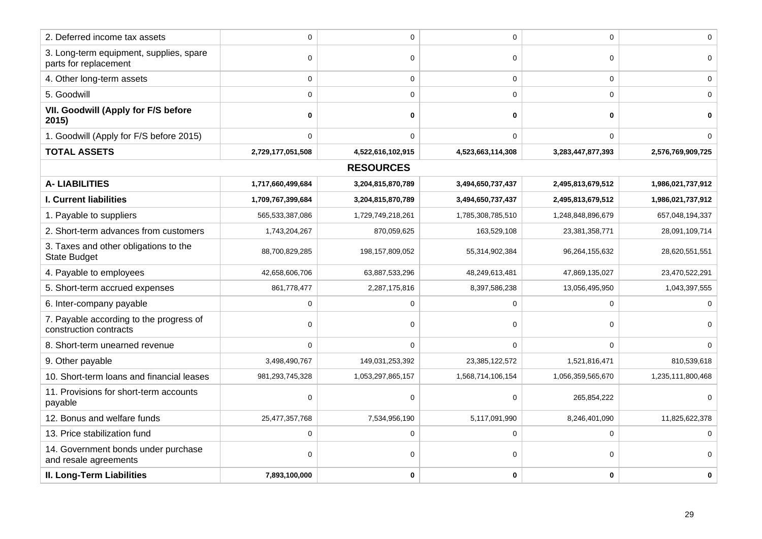| 2. Deferred income tax assets | 0 | 0 | 0 | 0 | 0 |
|---|---|---|---|---|---|
| 3. Long-term equipment, supplies, spare parts for replacement | 0 | 0 | 0 | 0 | 0 |
| 4. Other long-term assets | 0 | 0 | 0 | 0 | 0 |
| 5. Goodwill | 0 | 0 | 0 | 0 | 0 |
| **VII. Goodwill (Apply for F/S before 2015)** | **0** | **0** | **0** | **0** | **0** |
| 1. Goodwill (Apply for F/S before 2015) | 0 | 0 | 0 | 0 | 0 |
| **TOTAL ASSETS** | **2,729,177,051,508** | **4,522,616,102,915** | **4,523,663,114,308** | **3,283,447,877,393** | **2,576,769,909,725** |
| | | **RESOURCES** | | | |
| **A- LIABILITIES** | **1,717,660,499,684** | **3,204,815,870,789** | **3,494,650,737,437** | **2,495,813,679,512** | **1,986,021,737,912** |
| **I. Current liabilities** | **1,709,767,399,684** | **3,204,815,870,789** | **3,494,650,737,437** | **2,495,813,679,512** | **1,986,021,737,912** |
| 1. Payable to suppliers | 565,533,387,086 | 1,729,749,218,261 | 1,785,308,785,510 | 1,248,848,896,679 | 657,048,194,337 |
| 2. Short-term advances from customers | 1,743,204,267 | 870,059,625 | 163,529,108 | 23,381,358,771 | 28,091,109,714 |
| 3. Taxes and other obligations to the State Budget | 88,700,829,285 | 198,157,809,052 | 55,314,902,384 | 96,264,155,632 | 28,620,551,551 |
| 4. Payable to employees | 42,658,606,706 | 63,887,533,296 | 48,249,613,481 | 47,869,135,027 | 23,470,522,291 |
| 5. Short-term accrued expenses | 861,778,477 | 2,287,175,816 | 8,397,586,238 | 13,056,495,950 | 1,043,397,555 |
| 6. Inter-company payable | 0 | 0 | 0 | 0 | 0 |
| 7. Payable according to the progress of construction contracts | 0 | 0 | 0 | 0 | 0 |
| 8. Short-term unearned revenue | 0 | 0 | 0 | 0 | 0 |
| 9. Other payable | 3,498,490,767 | 149,031,253,392 | 23,385,122,572 | 1,521,816,471 | 810,539,618 |
| 10. Short-term loans and financial leases | 981,293,745,328 | 1,053,297,865,157 | 1,568,714,106,154 | 1,056,359,565,670 | 1,235,111,800,468 |
| 11. Provisions for short-term accounts payable | 0 | 0 | 0 | 265,854,222 | 0 |
| 12. Bonus and welfare funds | 25,477,357,768 | 7,534,956,190 | 5,117,091,990 | 8,246,401,090 | 11,825,622,378 |
| 13. Price stabilization fund | 0 | 0 | 0 | 0 | 0 |
| 14. Government bonds under purchase and resale agreements | 0 | 0 | 0 | 0 | 0 |
| **II. Long-Term Liabilities** | **7,893,100,000** | **0** | **0** | **0** | **0** |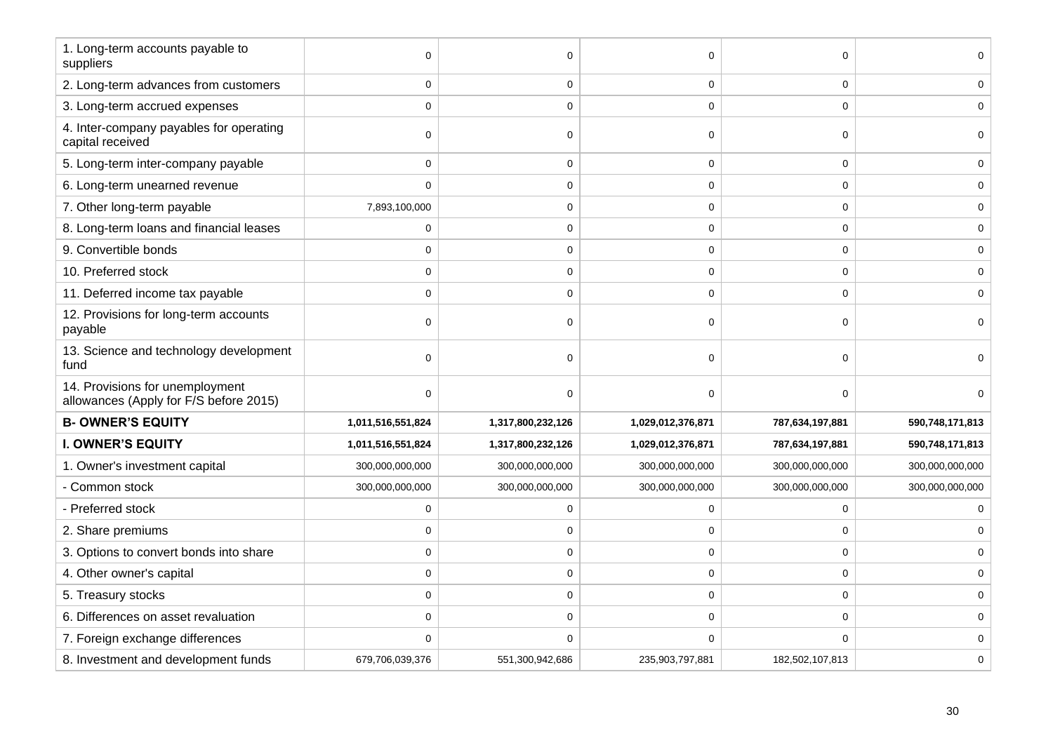| | | | | | |
|---|---|---|---|---|---|
| 1. Long-term accounts payable to suppliers | 0 | 0 | 0 | 0 | 0 |
| 2. Long-term advances from customers | 0 | 0 | 0 | 0 | 0 |
| 3. Long-term accrued expenses | 0 | 0 | 0 | 0 | 0 |
| 4. Inter-company payables for operating capital received | 0 | 0 | 0 | 0 | 0 |
| 5. Long-term inter-company payable | 0 | 0 | 0 | 0 | 0 |
| 6. Long-term unearned revenue | 0 | 0 | 0 | 0 | 0 |
| 7. Other long-term payable | 7,893,100,000 | 0 | 0 | 0 | 0 |
| 8. Long-term loans and financial leases | 0 | 0 | 0 | 0 | 0 |
| 9. Convertible bonds | 0 | 0 | 0 | 0 | 0 |
| 10. Preferred stock | 0 | 0 | 0 | 0 | 0 |
| 11. Deferred income tax payable | 0 | 0 | 0 | 0 | 0 |
| 12. Provisions for long-term accounts payable | 0 | 0 | 0 | 0 | 0 |
| 13. Science and technology development fund | 0 | 0 | 0 | 0 | 0 |
| 14. Provisions for unemployment allowances (Apply for F/S before 2015) | 0 | 0 | 0 | 0 | 0 |
| **B- OWNER'S EQUITY** | **1,011,516,551,824** | **1,317,800,232,126** | **1,029,012,376,871** | **787,634,197,881** | **590,748,171,813** |
| **I. OWNER'S EQUITY** | **1,011,516,551,824** | **1,317,800,232,126** | **1,029,012,376,871** | **787,634,197,881** | **590,748,171,813** |
| 1. Owner's investment capital | 300,000,000,000 | 300,000,000,000 | 300,000,000,000 | 300,000,000,000 | 300,000,000,000 |
| - Common stock | 300,000,000,000 | 300,000,000,000 | 300,000,000,000 | 300,000,000,000 | 300,000,000,000 |
| - Preferred stock | 0 | 0 | 0 | 0 | 0 |
| 2. Share premiums | 0 | 0 | 0 | 0 | 0 |
| 3. Options to convert bonds into share | 0 | 0 | 0 | 0 | 0 |
| 4. Other owner's capital | 0 | 0 | 0 | 0 | 0 |
| 5. Treasury stocks | 0 | 0 | 0 | 0 | 0 |
| 6. Differences on asset revaluation | 0 | 0 | 0 | 0 | 0 |
| 7. Foreign exchange differences | 0 | 0 | 0 | 0 | 0 |
| 8. Investment and development funds | 679,706,039,376 | 551,300,942,686 | 235,903,797,881 | 182,502,107,813 | 0 |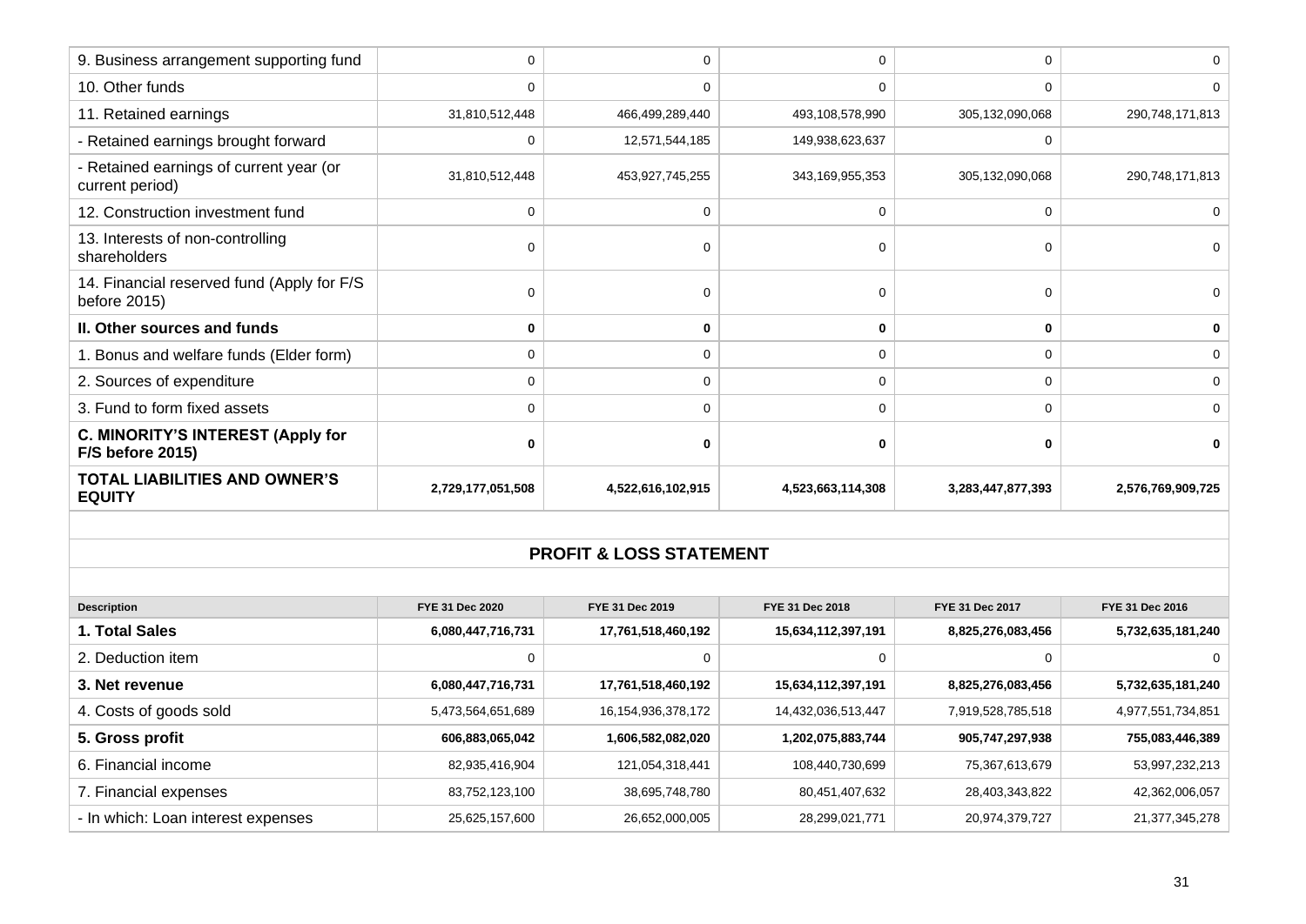| | | | | | |
|---|---|---|---|---|---|
| 9. Business arrangement supporting fund | 0 | 0 | 0 | 0 | 0 |
| 10. Other funds | 0 | 0 | 0 | 0 | 0 |
| 11. Retained earnings | 31,810,512,448 | 466,499,289,440 | 493,108,578,990 | 305,132,090,068 | 290,748,171,813 |
| - Retained earnings brought forward | 0 | 12,571,544,185 | 149,938,623,637 | 0 | |
| - Retained earnings of current year (or current period) | 31,810,512,448 | 453,927,745,255 | 343,169,955,353 | 305,132,090,068 | 290,748,171,813 |
| 12. Construction investment fund | 0 | 0 | 0 | 0 | 0 |
| 13. Interests of non-controlling shareholders | 0 | 0 | 0 | 0 | 0 |
| 14. Financial reserved fund (Apply for F/S before 2015) | 0 | 0 | 0 | 0 | 0 |
| **II. Other sources and funds** | **0** | **0** | **0** | **0** | **0** |
| 1. Bonus and welfare funds (Elder form) | 0 | 0 | 0 | 0 | 0 |
| 2. Sources of expenditure | 0 | 0 | 0 | 0 | 0 |
| 3. Fund to form fixed assets | 0 | 0 | 0 | 0 | 0 |
| **C. MINORITY'S INTEREST (Apply for F/S before 2015)** | **0** | **0** | **0** | **0** | **0** |
| **TOTAL LIABILITIES AND OWNER'S EQUITY** | **2,729,177,051,508** | **4,522,616,102,915** | **4,523,663,114,308** | **3,283,447,877,393** | **2,576,769,909,725** |

## PROFIT & LOSS STATEMENT

| Description | FYE 31 Dec 2020 | FYE 31 Dec 2019 | FYE 31 Dec 2018 | FYE 31 Dec 2017 | FYE 31 Dec 2016 |
|---|---|---|---|---|---|
| **1. Total Sales** | **6,080,447,716,731** | **17,761,518,460,192** | **15,634,112,397,191** | **8,825,276,083,456** | **5,732,635,181,240** |
| 2. Deduction item | 0 | 0 | 0 | 0 | 0 |
| **3. Net revenue** | **6,080,447,716,731** | **17,761,518,460,192** | **15,634,112,397,191** | **8,825,276,083,456** | **5,732,635,181,240** |
| 4. Costs of goods sold | 5,473,564,651,689 | 16,154,936,378,172 | 14,432,036,513,447 | 7,919,528,785,518 | 4,977,551,734,851 |
| **5. Gross profit** | **606,883,065,042** | **1,606,582,082,020** | **1,202,075,883,744** | **905,747,297,938** | **755,083,446,389** |
| 6. Financial income | 82,935,416,904 | 121,054,318,441 | 108,440,730,699 | 75,367,613,679 | 53,997,232,213 |
| 7. Financial expenses | 83,752,123,100 | 38,695,748,780 | 80,451,407,632 | 28,403,343,822 | 42,362,006,057 |
| - In which: Loan interest expenses | 25,625,157,600 | 26,652,000,005 | 28,299,021,771 | 20,974,379,727 | 21,377,345,278 |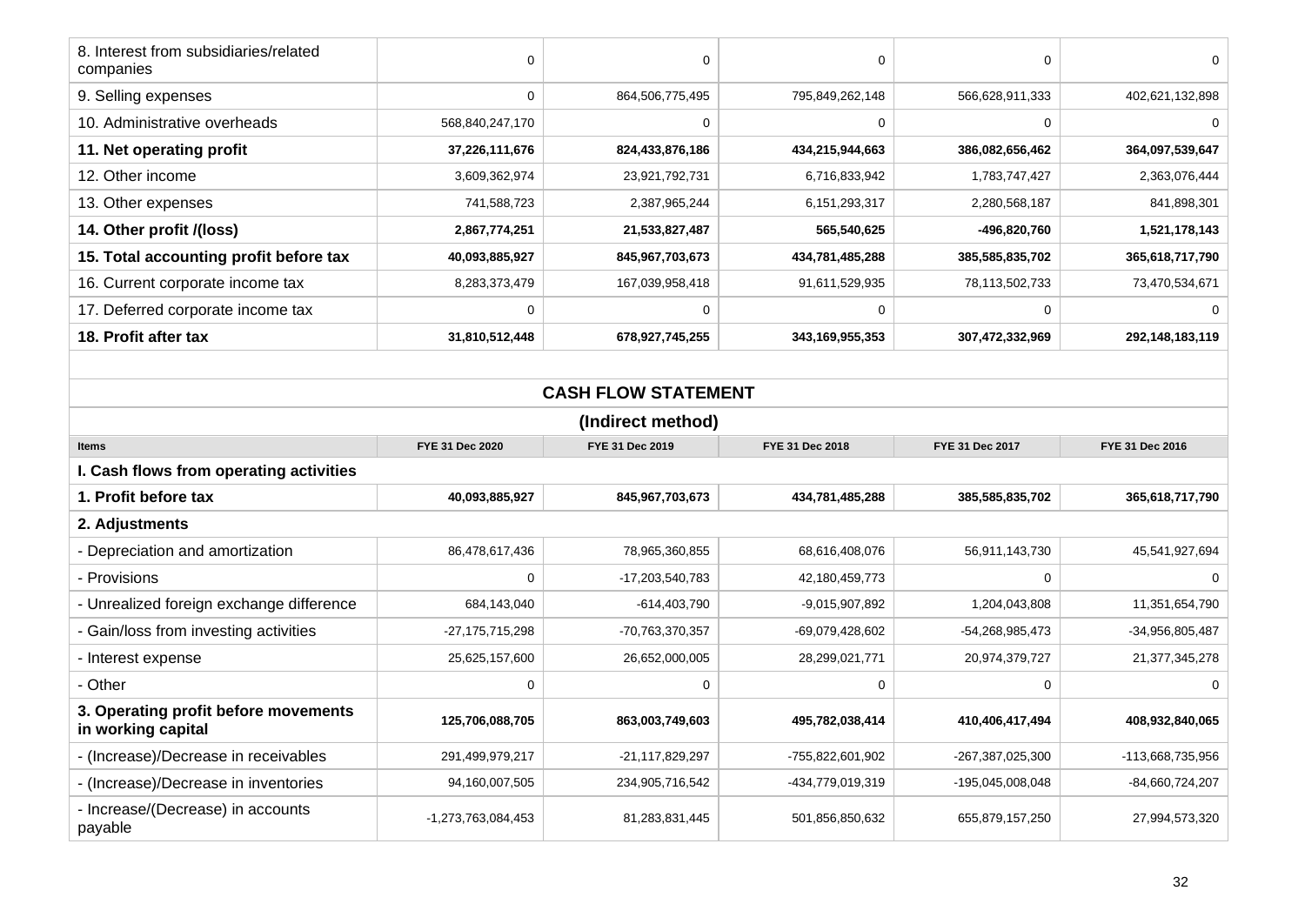| | | | | | |
|---|---|---|---|---|---|
| 8. Interest from subsidiaries/related companies | 0 | 0 | 0 | 0 | 0 |
| 9. Selling expenses | 0 | 864,506,775,495 | 795,849,262,148 | 566,628,911,333 | 402,621,132,898 |
| 10. Administrative overheads | 568,840,247,170 | 0 | 0 | 0 | 0 |
| **11. Net operating profit** | **37,226,111,676** | **824,433,876,186** | **434,215,944,663** | **386,082,656,462** | **364,097,539,647** |
| 12. Other income | 3,609,362,974 | 23,921,792,731 | 6,716,833,942 | 1,783,747,427 | 2,363,076,444 |
| 13. Other expenses | 741,588,723 | 2,387,965,244 | 6,151,293,317 | 2,280,568,187 | 841,898,301 |
| **14. Other profit /(loss)** | **2,867,774,251** | **21,533,827,487** | **565,540,625** | **-496,820,760** | **1,521,178,143** |
| **15. Total accounting profit before tax** | **40,093,885,927** | **845,967,703,673** | **434,781,485,288** | **385,585,835,702** | **365,618,717,790** |
| 16. Current corporate income tax | 8,283,373,479 | 167,039,958,418 | 91,611,529,935 | 78,113,502,733 | 73,470,534,671 |
| 17. Deferred corporate income tax | 0 | 0 | 0 | 0 | 0 |
| **18. Profit after tax** | **31,810,512,448** | **678,927,745,255** | **343,169,955,353** | **307,472,332,969** | **292,148,183,119** |

## CASH FLOW STATEMENT

**(Indirect method)**

| Items | FYE 31 Dec 2020 | FYE 31 Dec 2019 | FYE 31 Dec 2018 | FYE 31 Dec 2017 | FYE 31 Dec 2016 |
|---|---|---|---|---|---|
| **I. Cash flows from operating activities** | | | | | |
| **1. Profit before tax** | **40,093,885,927** | **845,967,703,673** | **434,781,485,288** | **385,585,835,702** | **365,618,717,790** |
| **2. Adjustments** | | | | | |
| - Depreciation and amortization | 86,478,617,436 | 78,965,360,855 | 68,616,408,076 | 56,911,143,730 | 45,541,927,694 |
| - Provisions | 0 | -17,203,540,783 | 42,180,459,773 | 0 | 0 |
| - Unrealized foreign exchange difference | 684,143,040 | -614,403,790 | -9,015,907,892 | 1,204,043,808 | 11,351,654,790 |
| - Gain/loss from investing activities | -27,175,715,298 | -70,763,370,357 | -69,079,428,602 | -54,268,985,473 | -34,956,805,487 |
| - Interest expense | 25,625,157,600 | 26,652,000,005 | 28,299,021,771 | 20,974,379,727 | 21,377,345,278 |
| - Other | 0 | 0 | 0 | 0 | 0 |
| **3. Operating profit before movements in working capital** | **125,706,088,705** | **863,003,749,603** | **495,782,038,414** | **410,406,417,494** | **408,932,840,065** |
| - (Increase)/Decrease in receivables | 291,499,979,217 | -21,117,829,297 | -755,822,601,902 | -267,387,025,300 | -113,668,735,956 |
| - (Increase)/Decrease in inventories | 94,160,007,505 | 234,905,716,542 | -434,779,019,319 | -195,045,008,048 | -84,660,724,207 |
| - Increase/(Decrease) in accounts payable | -1,273,763,084,453 | 81,283,831,445 | 501,856,850,632 | 655,879,157,250 | 27,994,573,320 |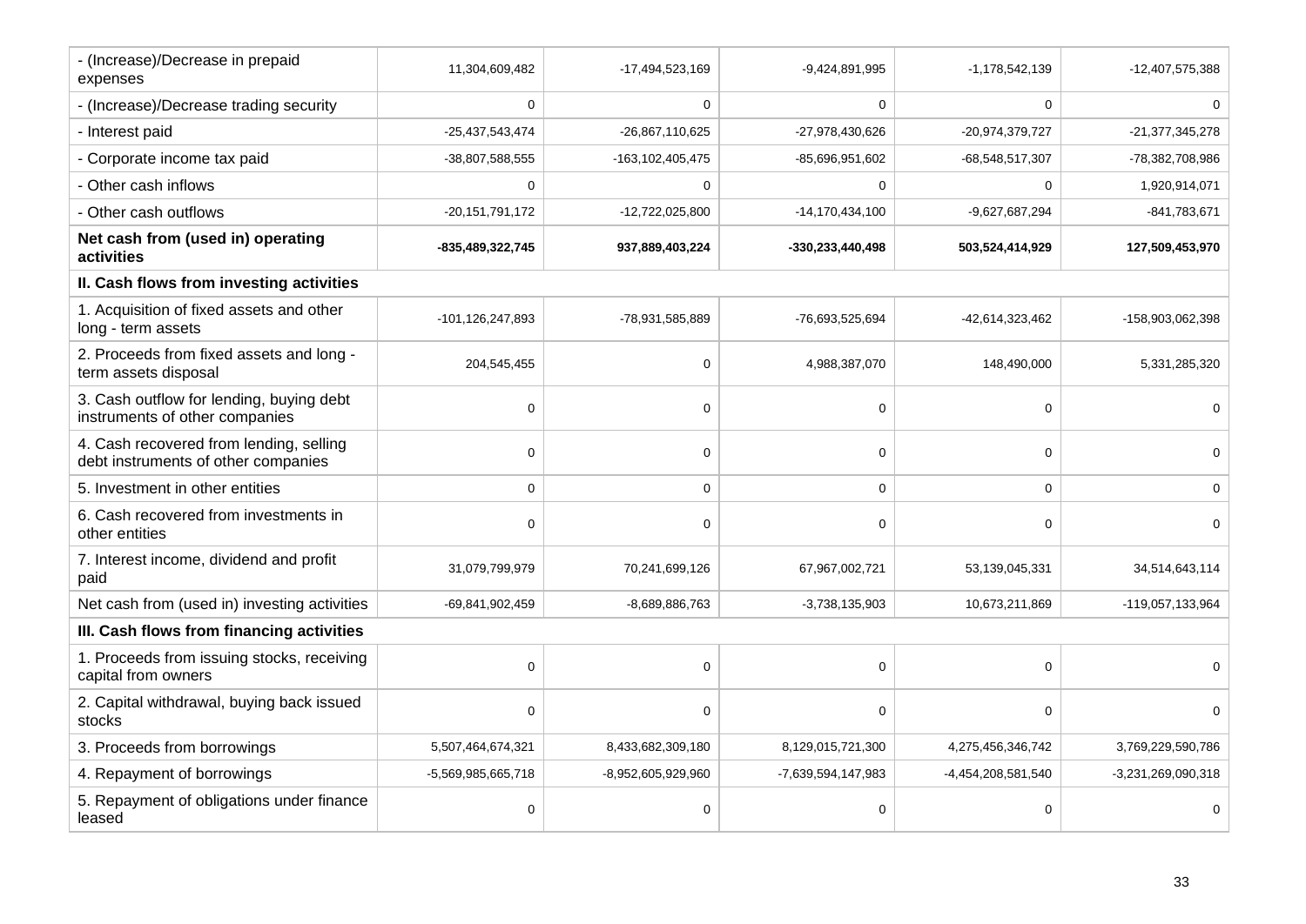| | | | | | |
|---|---|---|---|---|---|
| - (Increase)/Decrease in prepaid expenses | 11,304,609,482 | -17,494,523,169 | -9,424,891,995 | -1,178,542,139 | -12,407,575,388 |
| - (Increase)/Decrease trading security | 0 | 0 | 0 | 0 | 0 |
| - Interest paid | -25,437,543,474 | -26,867,110,625 | -27,978,430,626 | -20,974,379,727 | -21,377,345,278 |
| - Corporate income tax paid | -38,807,588,555 | -163,102,405,475 | -85,696,951,602 | -68,548,517,307 | -78,382,708,986 |
| - Other cash inflows | 0 | 0 | 0 | 0 | 1,920,914,071 |
| - Other cash outflows | -20,151,791,172 | -12,722,025,800 | -14,170,434,100 | -9,627,687,294 | -841,783,671 |
| **Net cash from (used in) operating activities** | **-835,489,322,745** | **937,889,403,224** | **-330,233,440,498** | **503,524,414,929** | **127,509,453,970** |
| **II. Cash flows from investing activities** | | | | | |
| 1. Acquisition of fixed assets and other long - term assets | -101,126,247,893 | -78,931,585,889 | -76,693,525,694 | -42,614,323,462 | -158,903,062,398 |
| 2. Proceeds from fixed assets and long - term assets disposal | 204,545,455 | 0 | 4,988,387,070 | 148,490,000 | 5,331,285,320 |
| 3. Cash outflow for lending, buying debt instruments of other companies | 0 | 0 | 0 | 0 | 0 |
| 4. Cash recovered from lending, selling debt instruments of other companies | 0 | 0 | 0 | 0 | 0 |
| 5. Investment in other entities | 0 | 0 | 0 | 0 | 0 |
| 6. Cash recovered from investments in other entities | 0 | 0 | 0 | 0 | 0 |
| 7. Interest income, dividend and profit paid | 31,079,799,979 | 70,241,699,126 | 67,967,002,721 | 53,139,045,331 | 34,514,643,114 |
| Net cash from (used in) investing activities | -69,841,902,459 | -8,689,886,763 | -3,738,135,903 | 10,673,211,869 | -119,057,133,964 |
| **III. Cash flows from financing activities** | | | | | |
| 1. Proceeds from issuing stocks, receiving capital from owners | 0 | 0 | 0 | 0 | 0 |
| 2. Capital withdrawal, buying back issued stocks | 0 | 0 | 0 | 0 | 0 |
| 3. Proceeds from borrowings | 5,507,464,674,321 | 8,433,682,309,180 | 8,129,015,721,300 | 4,275,456,346,742 | 3,769,229,590,786 |
| 4. Repayment of borrowings | -5,569,985,665,718 | -8,952,605,929,960 | -7,639,594,147,983 | -4,454,208,581,540 | -3,231,269,090,318 |
| 5. Repayment of obligations under finance leased | 0 | 0 | 0 | 0 | 0 |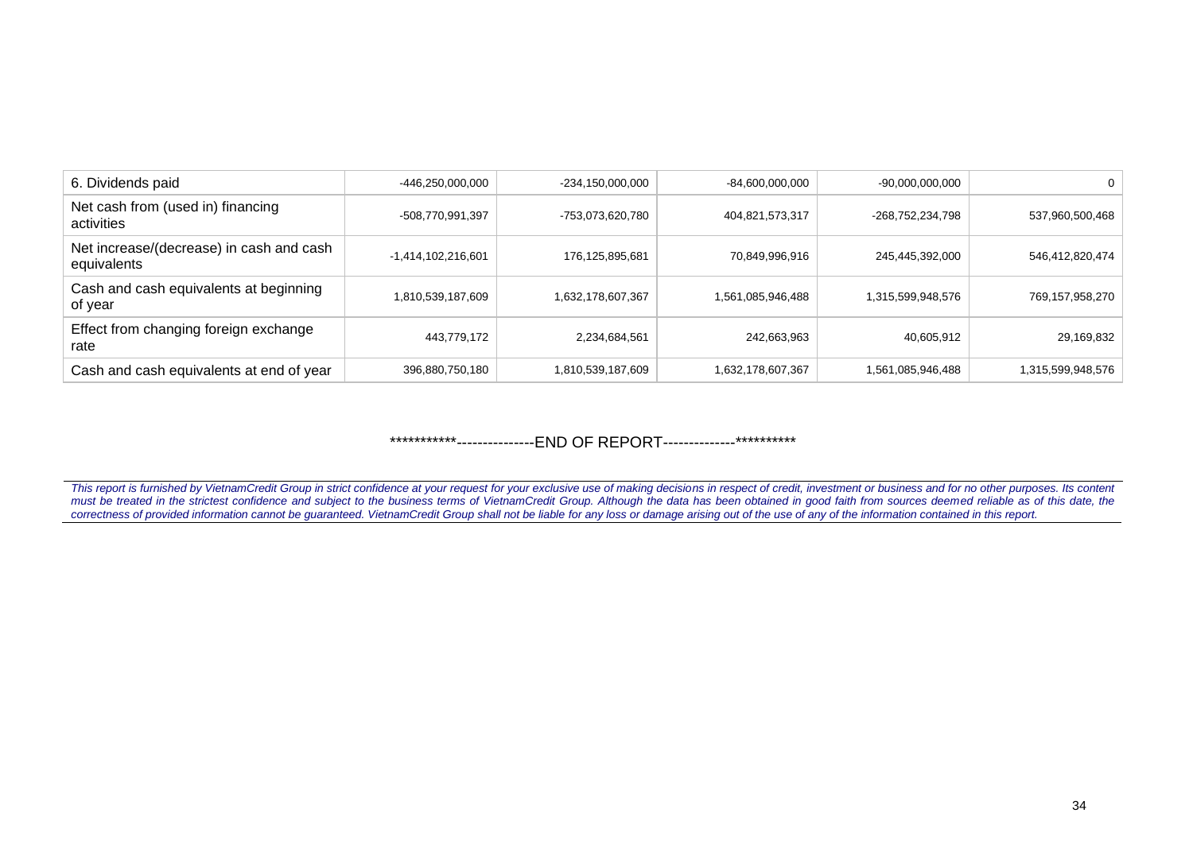| | | | | | |
|---|---|---|---|---|---|
| 6. Dividends paid | -446,250,000,000 | -234,150,000,000 | -84,600,000,000 | -90,000,000,000 | 0 |
| Net cash from (used in) financing activities | -508,770,991,397 | -753,073,620,780 | 404,821,573,317 | -268,752,234,798 | 537,960,500,468 |
| Net increase/(decrease) in cash and cash equivalents | -1,414,102,216,601 | 176,125,895,681 | 70,849,996,916 | 245,445,392,000 | 546,412,820,474 |
| Cash and cash equivalents at beginning of year | 1,810,539,187,609 | 1,632,178,607,367 | 1,561,085,946,488 | 1,315,599,948,576 | 769,157,958,270 |
| Effect from changing foreign exchange rate | 443,779,172 | 2,234,684,561 | 242,663,963 | 40,605,912 | 29,169,832 |
| Cash and cash equivalents at end of year | 396,880,750,180 | 1,810,539,187,609 | 1,632,178,607,367 | 1,561,085,946,488 | 1,315,599,948,576 |

***********---------------END OF REPORT-------------**********

*This report is furnished by VietnamCredit Group in strict confidence at your request for your exclusive use of making decisions in respect of credit, investment or business and for no other purposes. Its content must be treated in the strictest confidence and subject to the business terms of VietnamCredit Group. Although the data has been obtained in good faith from sources deemed reliable as of this date, the correctness of provided information cannot be guaranteed. VietnamCredit Group shall not be liable for any loss or damage arising out of the use of any of the information contained in this report.*